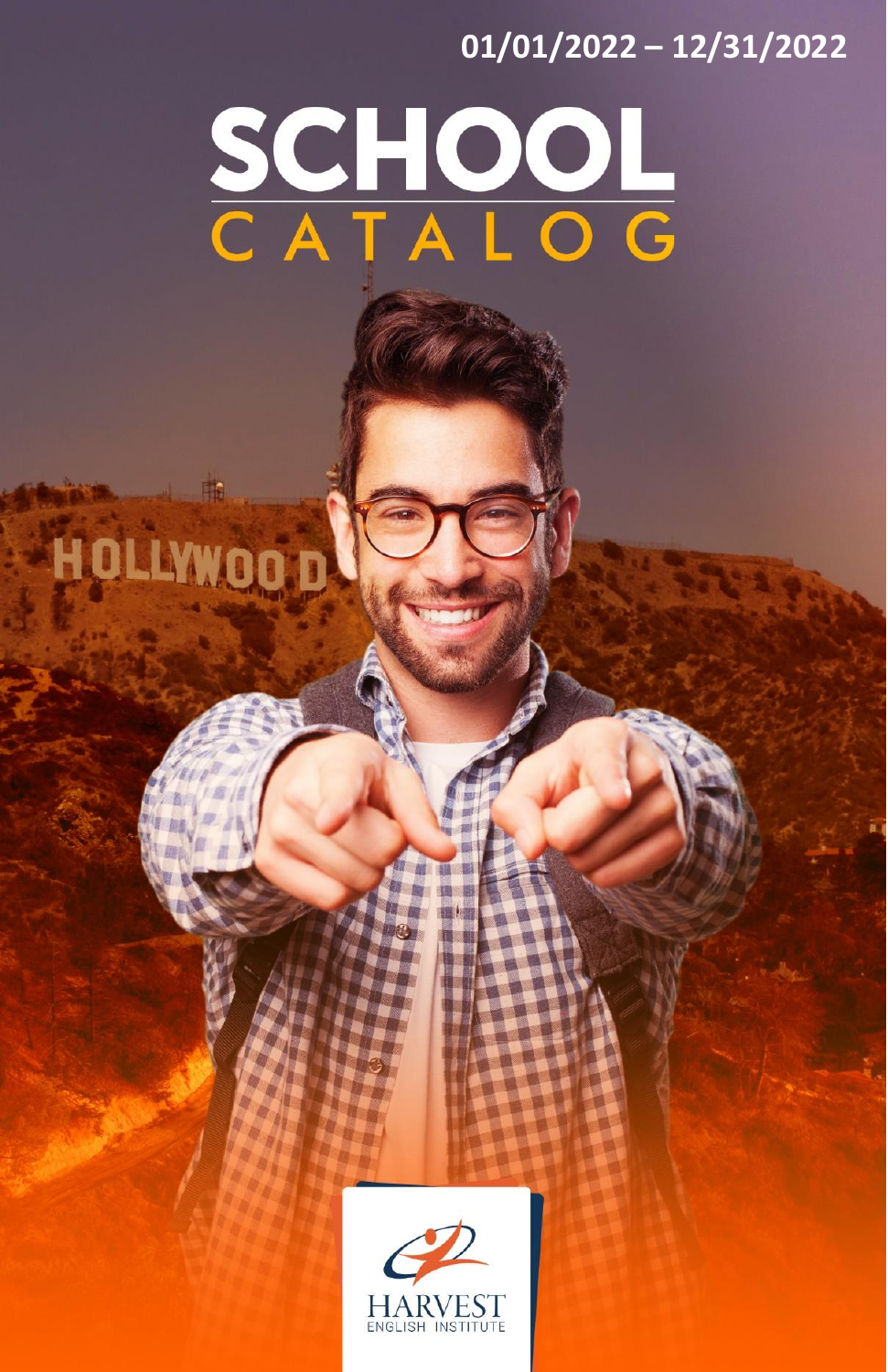01/01/2022 – 12/31/2022

# SCHOOL CATALOG

HARVEST ENGLISH INSTITUTE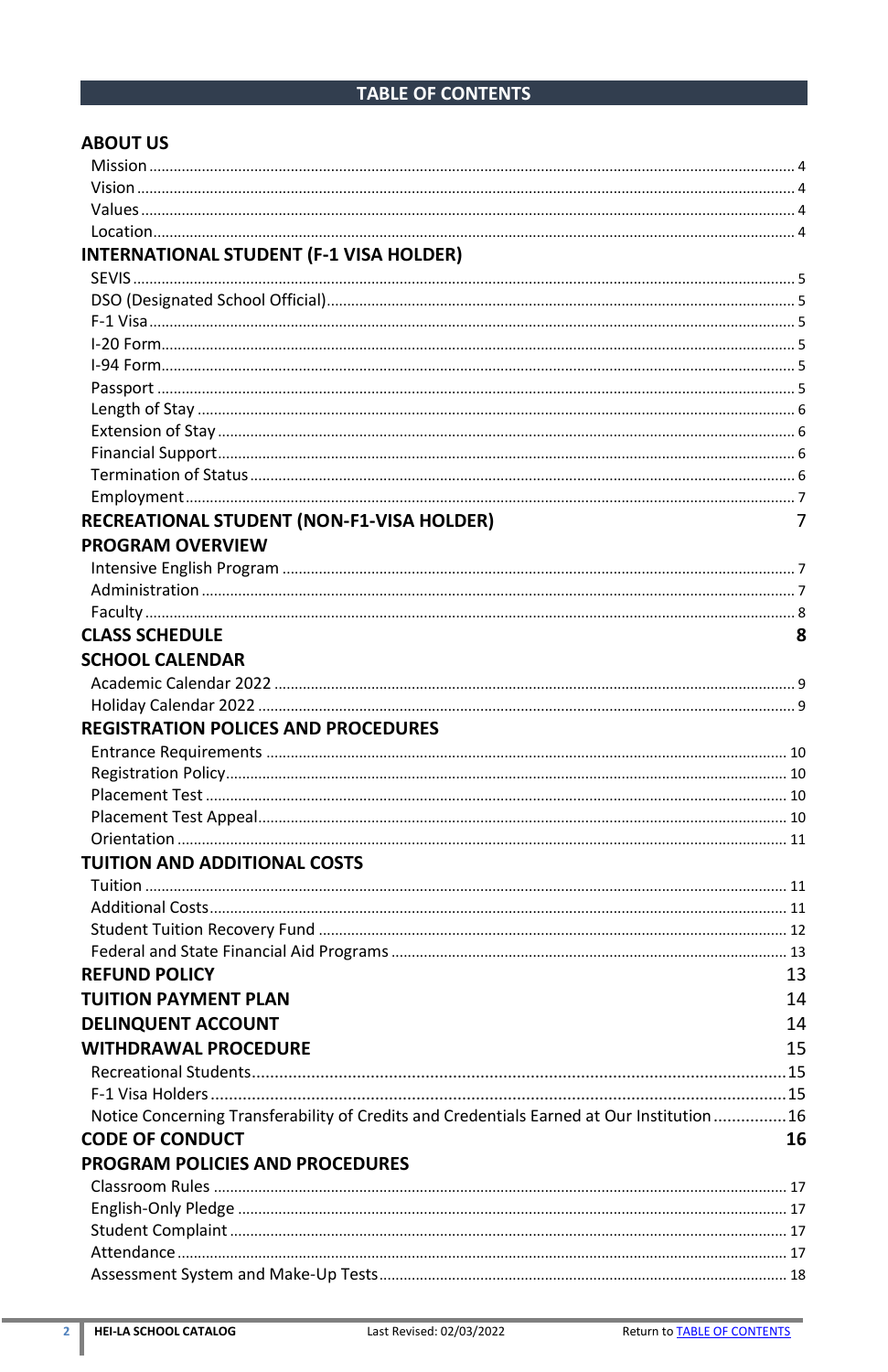# TABLE OF CONTENTS

**ABOUT US**

- Mission ..... 4
- Vision ..... 4
- Values ..... 4
- Location ..... 4

**INTERNATIONAL STUDENT (F-1 VISA HOLDER)**

- SEVIS ..... 5
- DSO (Designated School Official) ..... 5
- F-1 Visa ..... 5
- I-20 Form ..... 5
- I-94 Form ..... 5
- Passport ..... 5
- Length of Stay ..... 6
- Extension of Stay ..... 6
- Financial Support ..... 6
- Termination of Status ..... 6
- Employment ..... 7

**RECREATIONAL STUDENT (NON-F1-VISA HOLDER)** ..... 7

**PROGRAM OVERVIEW**

- Intensive English Program ..... 7
- Administration ..... 7
- Faculty ..... 8

**CLASS SCHEDULE** ..... 8

**SCHOOL CALENDAR**

- Academic Calendar 2022 ..... 9
- Holiday Calendar 2022 ..... 9

**REGISTRATION POLICES AND PROCEDURES**

- Entrance Requirements ..... 10
- Registration Policy ..... 10
- Placement Test ..... 10
- Placement Test Appeal ..... 10
- Orientation ..... 11

**TUITION AND ADDITIONAL COSTS**

- Tuition ..... 11
- Additional Costs ..... 11
- Student Tuition Recovery Fund ..... 12
- Federal and State Financial Aid Programs ..... 13

**REFUND POLICY** ..... 13

**TUITION PAYMENT PLAN** ..... 14

**DELINQUENT ACCOUNT** ..... 14

**WITHDRAWAL PROCEDURE** ..... 15

- Recreational Students ..... 15
- F-1 Visa Holders ..... 15
- Notice Concerning Transferability of Credits and Credentials Earned at Our Institution ..... 16

**CODE OF CONDUCT** ..... 16

**PROGRAM POLICIES AND PROCEDURES**

- Classroom Rules ..... 17
- English-Only Pledge ..... 17
- Student Complaint ..... 17
- Attendance ..... 17
- Assessment System and Make-Up Tests ..... 18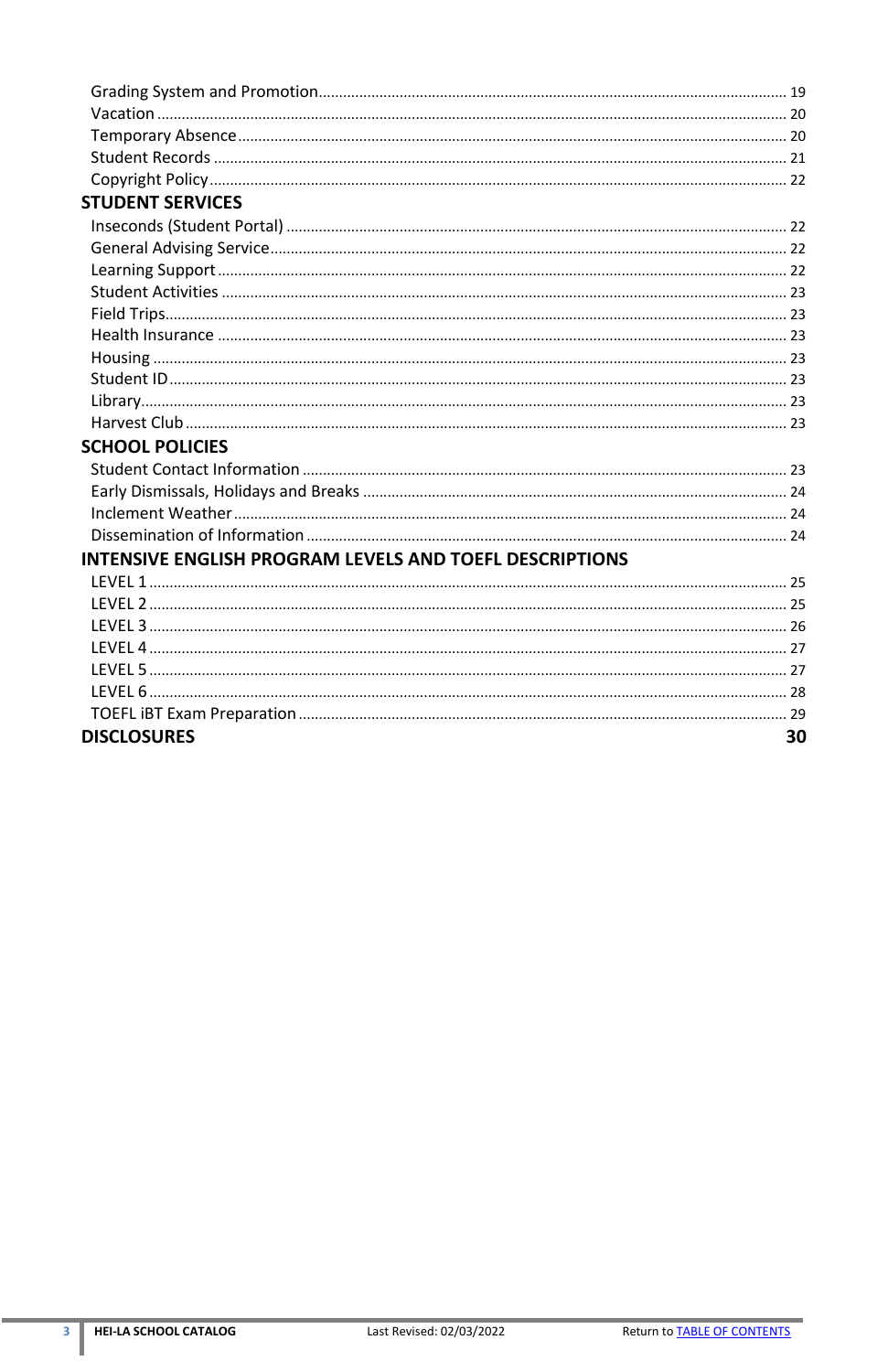Grading System and Promotion .......... 19
Vacation .......... 20
Temporary Absence .......... 20
Student Records .......... 21
Copyright Policy .......... 22

**STUDENT SERVICES**

Inseconds (Student Portal) .......... 22
General Advising Service .......... 22
Learning Support .......... 22
Student Activities .......... 23
Field Trips .......... 23
Health Insurance .......... 23
Housing .......... 23
Student ID .......... 23
Library .......... 23
Harvest Club .......... 23

**SCHOOL POLICIES**

Student Contact Information .......... 23
Early Dismissals, Holidays and Breaks .......... 24
Inclement Weather .......... 24
Dissemination of Information .......... 24

**INTENSIVE ENGLISH PROGRAM LEVELS AND TOEFL DESCRIPTIONS**

LEVEL 1 .......... 25
LEVEL 2 .......... 25
LEVEL 3 .......... 26
LEVEL 4 .......... 27
LEVEL 5 .......... 27
LEVEL 6 .......... 28
TOEFL iBT Exam Preparation .......... 29

**DISCLOSURES** **30**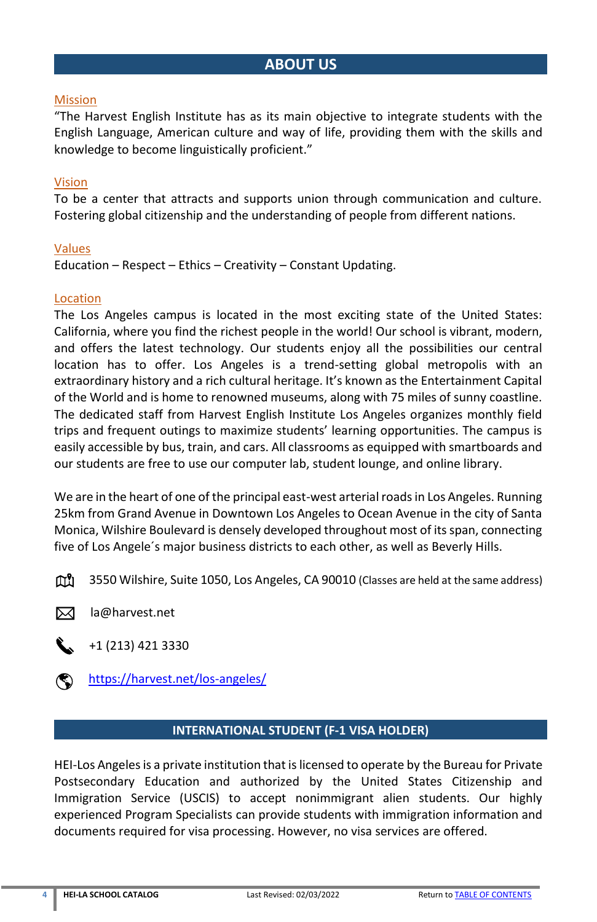# ABOUT US

## Mission

"The Harvest English Institute has as its main objective to integrate students with the English Language, American culture and way of life, providing them with the skills and knowledge to become linguistically proficient."

## Vision

To be a center that attracts and supports union through communication and culture. Fostering global citizenship and the understanding of people from different nations.

## Values

Education – Respect – Ethics – Creativity – Constant Updating.

## Location

The Los Angeles campus is located in the most exciting state of the United States: California, where you find the richest people in the world! Our school is vibrant, modern, and offers the latest technology. Our students enjoy all the possibilities our central location has to offer. Los Angeles is a trend-setting global metropolis with an extraordinary history and a rich cultural heritage. It's known as the Entertainment Capital of the World and is home to renowned museums, along with 75 miles of sunny coastline. The dedicated staff from Harvest English Institute Los Angeles organizes monthly field trips and frequent outings to maximize students' learning opportunities. The campus is easily accessible by bus, train, and cars. All classrooms as equipped with smartboards and our students are free to use our computer lab, student lounge, and online library.

We are in the heart of one of the principal east-west arterial roads in Los Angeles. Running 25km from Grand Avenue in Downtown Los Angeles to Ocean Avenue in the city of Santa Monica, Wilshire Boulevard is densely developed throughout most of its span, connecting five of Los Angele´s major business districts to each other, as well as Beverly Hills.

3550 Wilshire, Suite 1050, Los Angeles, CA 90010 (Classes are held at the same address)

la@harvest.net

+1 (213) 421 3330

https://harvest.net/los-angeles/

# INTERNATIONAL STUDENT (F-1 VISA HOLDER)

HEI-Los Angeles is a private institution that is licensed to operate by the Bureau for Private Postsecondary Education and authorized by the United States Citizenship and Immigration Service (USCIS) to accept nonimmigrant alien students. Our highly experienced Program Specialists can provide students with immigration information and documents required for visa processing. However, no visa services are offered.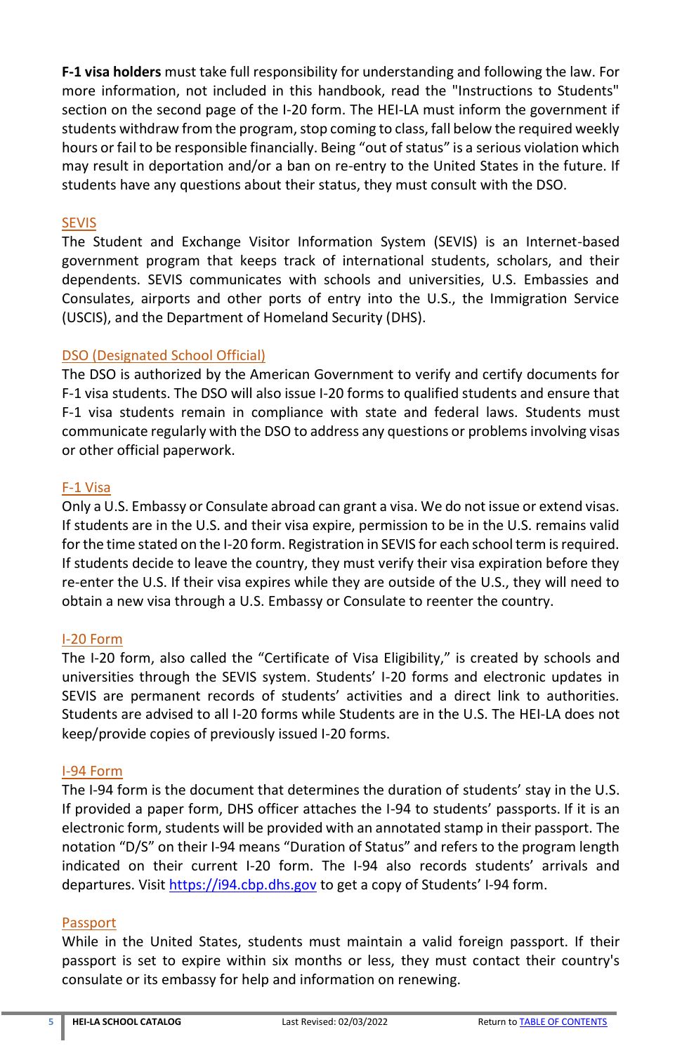**F-1 visa holders** must take full responsibility for understanding and following the law. For more information, not included in this handbook, read the "Instructions to Students" section on the second page of the I-20 form. The HEI-LA must inform the government if students withdraw from the program, stop coming to class, fall below the required weekly hours or fail to be responsible financially. Being "out of status" is a serious violation which may result in deportation and/or a ban on re-entry to the United States in the future. If students have any questions about their status, they must consult with the DSO.

## SEVIS

The Student and Exchange Visitor Information System (SEVIS) is an Internet-based government program that keeps track of international students, scholars, and their dependents. SEVIS communicates with schools and universities, U.S. Embassies and Consulates, airports and other ports of entry into the U.S., the Immigration Service (USCIS), and the Department of Homeland Security (DHS).

## DSO (Designated School Official)

The DSO is authorized by the American Government to verify and certify documents for F-1 visa students. The DSO will also issue I-20 forms to qualified students and ensure that F-1 visa students remain in compliance with state and federal laws. Students must communicate regularly with the DSO to address any questions or problems involving visas or other official paperwork.

## F-1 Visa

Only a U.S. Embassy or Consulate abroad can grant a visa. We do not issue or extend visas. If students are in the U.S. and their visa expire, permission to be in the U.S. remains valid for the time stated on the I-20 form. Registration in SEVIS for each school term is required. If students decide to leave the country, they must verify their visa expiration before they re-enter the U.S. If their visa expires while they are outside of the U.S., they will need to obtain a new visa through a U.S. Embassy or Consulate to reenter the country.

## I-20 Form

The I-20 form, also called the "Certificate of Visa Eligibility," is created by schools and universities through the SEVIS system. Students' I-20 forms and electronic updates in SEVIS are permanent records of students' activities and a direct link to authorities. Students are advised to all I-20 forms while Students are in the U.S. The HEI-LA does not keep/provide copies of previously issued I-20 forms.

## I-94 Form

The I-94 form is the document that determines the duration of students' stay in the U.S. If provided a paper form, DHS officer attaches the I-94 to students' passports. If it is an electronic form, students will be provided with an annotated stamp in their passport. The notation "D/S" on their I-94 means "Duration of Status" and refers to the program length indicated on their current I-20 form. The I-94 also records students' arrivals and departures. Visit https://i94.cbp.dhs.gov to get a copy of Students' I-94 form.

## Passport

While in the United States, students must maintain a valid foreign passport. If their passport is set to expire within six months or less, they must contact their country's consulate or its embassy for help and information on renewing.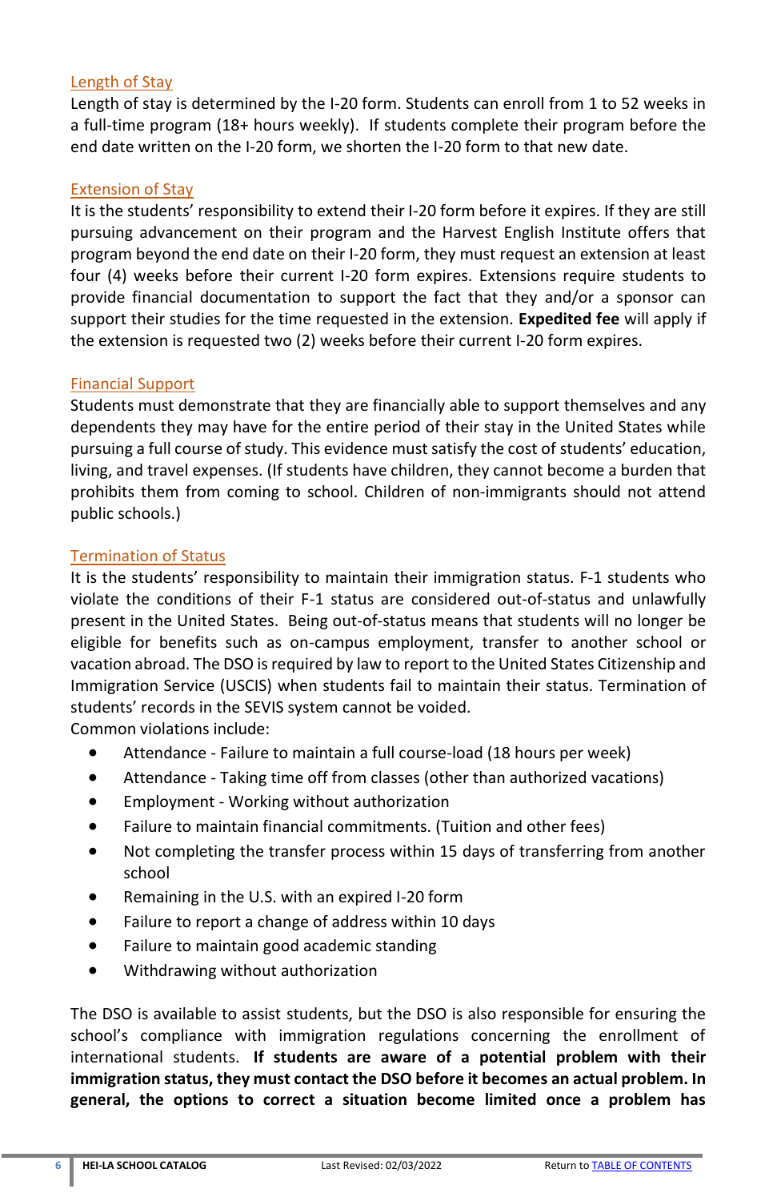### Length of Stay

Length of stay is determined by the I-20 form. Students can enroll from 1 to 52 weeks in a full-time program (18+ hours weekly). If students complete their program before the end date written on the I-20 form, we shorten the I-20 form to that new date.

### Extension of Stay

It is the students' responsibility to extend their I-20 form before it expires. If they are still pursuing advancement on their program and the Harvest English Institute offers that program beyond the end date on their I-20 form, they must request an extension at least four (4) weeks before their current I-20 form expires. Extensions require students to provide financial documentation to support the fact that they and/or a sponsor can support their studies for the time requested in the extension. **Expedited fee** will apply if the extension is requested two (2) weeks before their current I-20 form expires.

### Financial Support

Students must demonstrate that they are financially able to support themselves and any dependents they may have for the entire period of their stay in the United States while pursuing a full course of study. This evidence must satisfy the cost of students' education, living, and travel expenses. (If students have children, they cannot become a burden that prohibits them from coming to school. Children of non-immigrants should not attend public schools.)

### Termination of Status

It is the students' responsibility to maintain their immigration status. F-1 students who violate the conditions of their F-1 status are considered out-of-status and unlawfully present in the United States. Being out-of-status means that students will no longer be eligible for benefits such as on-campus employment, transfer to another school or vacation abroad. The DSO is required by law to report to the United States Citizenship and Immigration Service (USCIS) when students fail to maintain their status. Termination of students' records in the SEVIS system cannot be voided.

Common violations include:

- Attendance - Failure to maintain a full course-load (18 hours per week)
- Attendance - Taking time off from classes (other than authorized vacations)
- Employment - Working without authorization
- Failure to maintain financial commitments. (Tuition and other fees)
- Not completing the transfer process within 15 days of transferring from another school
- Remaining in the U.S. with an expired I-20 form
- Failure to report a change of address within 10 days
- Failure to maintain good academic standing
- Withdrawing without authorization

The DSO is available to assist students, but the DSO is also responsible for ensuring the school's compliance with immigration regulations concerning the enrollment of international students. **If students are aware of a potential problem with their immigration status, they must contact the DSO before it becomes an actual problem. In general, the options to correct a situation become limited once a problem has**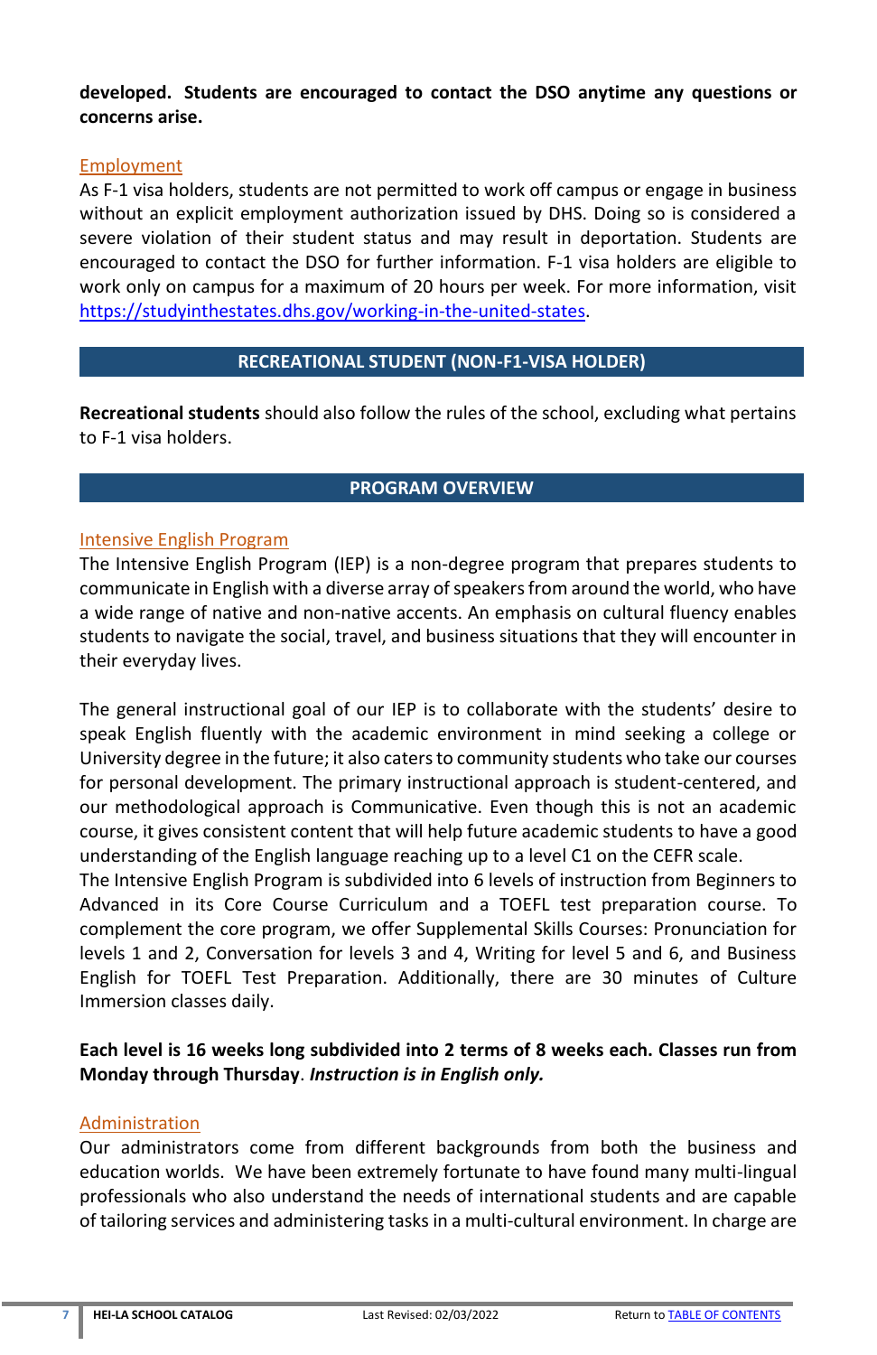**developed. Students are encouraged to contact the DSO anytime any questions or concerns arise.**

### Employment

As F-1 visa holders, students are not permitted to work off campus or engage in business without an explicit employment authorization issued by DHS. Doing so is considered a severe violation of their student status and may result in deportation. Students are encouraged to contact the DSO for further information. F-1 visa holders are eligible to work only on campus for a maximum of 20 hours per week. For more information, visit [https://studyinthestates.dhs.gov/working-in-the-united-states](https://studyinthestates.dhs.gov/working-in-the-united-states).

## RECREATIONAL STUDENT (NON-F1-VISA HOLDER)

**Recreational students** should also follow the rules of the school, excluding what pertains to F-1 visa holders.

## PROGRAM OVERVIEW

### Intensive English Program

The Intensive English Program (IEP) is a non-degree program that prepares students to communicate in English with a diverse array of speakers from around the world, who have a wide range of native and non-native accents. An emphasis on cultural fluency enables students to navigate the social, travel, and business situations that they will encounter in their everyday lives.

The general instructional goal of our IEP is to collaborate with the students' desire to speak English fluently with the academic environment in mind seeking a college or University degree in the future; it also caters to community students who take our courses for personal development. The primary instructional approach is student-centered, and our methodological approach is Communicative. Even though this is not an academic course, it gives consistent content that will help future academic students to have a good understanding of the English language reaching up to a level C1 on the CEFR scale.
The Intensive English Program is subdivided into 6 levels of instruction from Beginners to Advanced in its Core Course Curriculum and a TOEFL test preparation course. To complement the core program, we offer Supplemental Skills Courses: Pronunciation for levels 1 and 2, Conversation for levels 3 and 4, Writing for level 5 and 6, and Business English for TOEFL Test Preparation. Additionally, there are 30 minutes of Culture Immersion classes daily.

**Each level is 16 weeks long subdivided into 2 terms of 8 weeks each. Classes run from Monday through Thursday**. ***Instruction is in English only.***

### Administration

Our administrators come from different backgrounds from both the business and education worlds. We have been extremely fortunate to have found many multi-lingual professionals who also understand the needs of international students and are capable of tailoring services and administering tasks in a multi-cultural environment. In charge are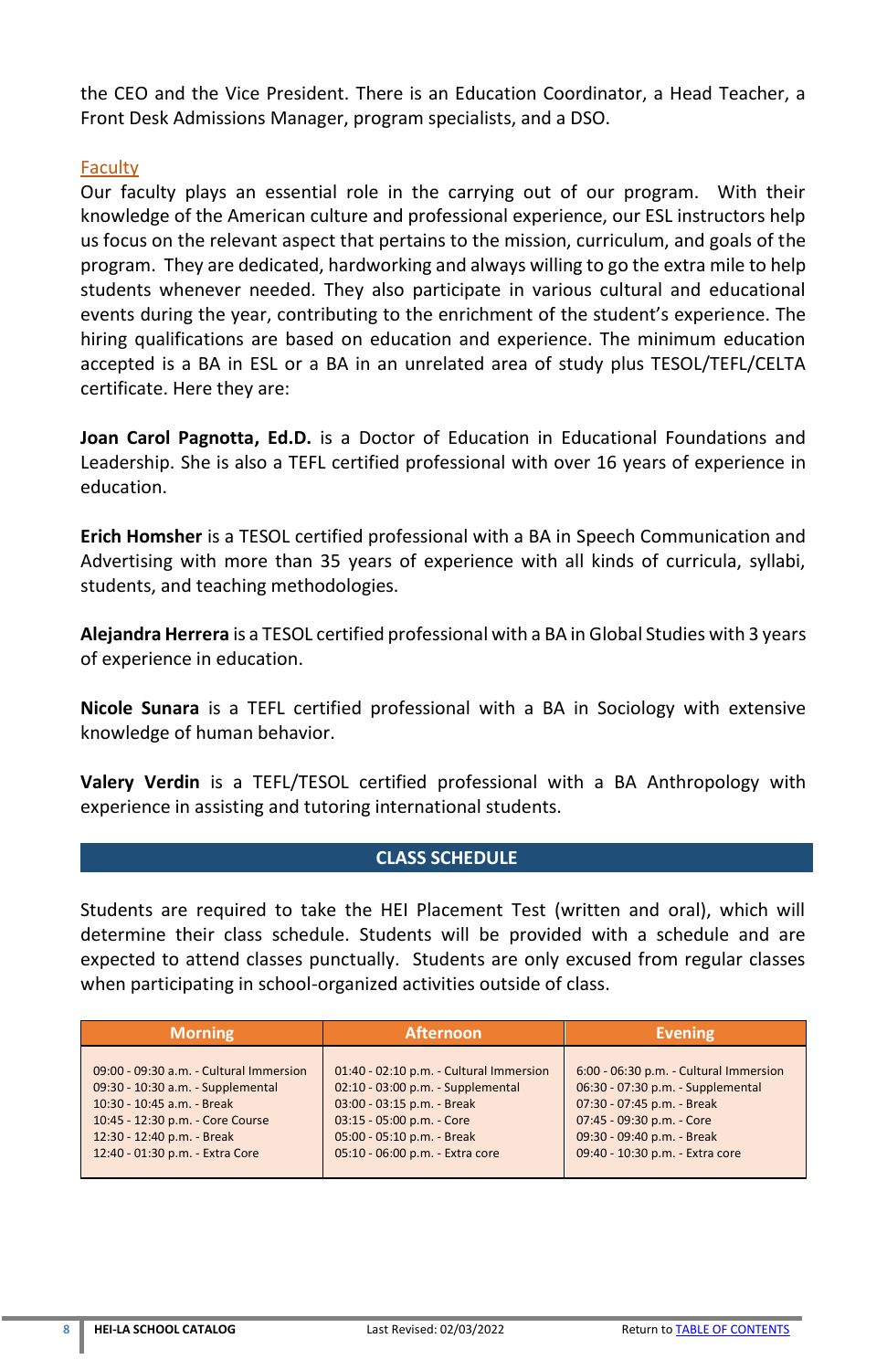the CEO and the Vice President. There is an Education Coordinator, a Head Teacher, a Front Desk Admissions Manager, program specialists, and a DSO.

### Faculty

Our faculty plays an essential role in the carrying out of our program. With their knowledge of the American culture and professional experience, our ESL instructors help us focus on the relevant aspect that pertains to the mission, curriculum, and goals of the program. They are dedicated, hardworking and always willing to go the extra mile to help students whenever needed. They also participate in various cultural and educational events during the year, contributing to the enrichment of the student's experience. The hiring qualifications are based on education and experience. The minimum education accepted is a BA in ESL or a BA in an unrelated area of study plus TESOL/TEFL/CELTA certificate. Here they are:

**Joan Carol Pagnotta, Ed.D.** is a Doctor of Education in Educational Foundations and Leadership. She is also a TEFL certified professional with over 16 years of experience in education.

**Erich Homsher** is a TESOL certified professional with a BA in Speech Communication and Advertising with more than 35 years of experience with all kinds of curricula, syllabi, students, and teaching methodologies.

**Alejandra Herrera** is a TESOL certified professional with a BA in Global Studies with 3 years of experience in education.

**Nicole Sunara** is a TEFL certified professional with a BA in Sociology with extensive knowledge of human behavior.

**Valery Verdin** is a TEFL/TESOL certified professional with a BA Anthropology with experience in assisting and tutoring international students.

## CLASS SCHEDULE

Students are required to take the HEI Placement Test (written and oral), which will determine their class schedule. Students will be provided with a schedule and are expected to attend classes punctually. Students are only excused from regular classes when participating in school-organized activities outside of class.

| Morning | Afternoon | Evening |
|---|---|---|
| 09:00 - 09:30 a.m. - Cultural Immersion<br>09:30 - 10:30 a.m. - Supplemental<br>10:30 - 10:45 a.m. - Break<br>10:45 - 12:30 p.m. - Core Course<br>12:30 - 12:40 p.m. - Break<br>12:40 - 01:30 p.m. - Extra Core | 01:40 - 02:10 p.m. - Cultural Immersion<br>02:10 - 03:00 p.m. - Supplemental<br>03:00 - 03:15 p.m. - Break<br>03:15 - 05:00 p.m. - Core<br>05:00 - 05:10 p.m. - Break<br>05:10 - 06:00 p.m. - Extra core | 6:00 - 06:30 p.m. - Cultural Immersion<br>06:30 - 07:30 p.m. - Supplemental<br>07:30 - 07:45 p.m. - Break<br>07:45 - 09:30 p.m. - Core<br>09:30 - 09:40 p.m. - Break<br>09:40 - 10:30 p.m. - Extra core |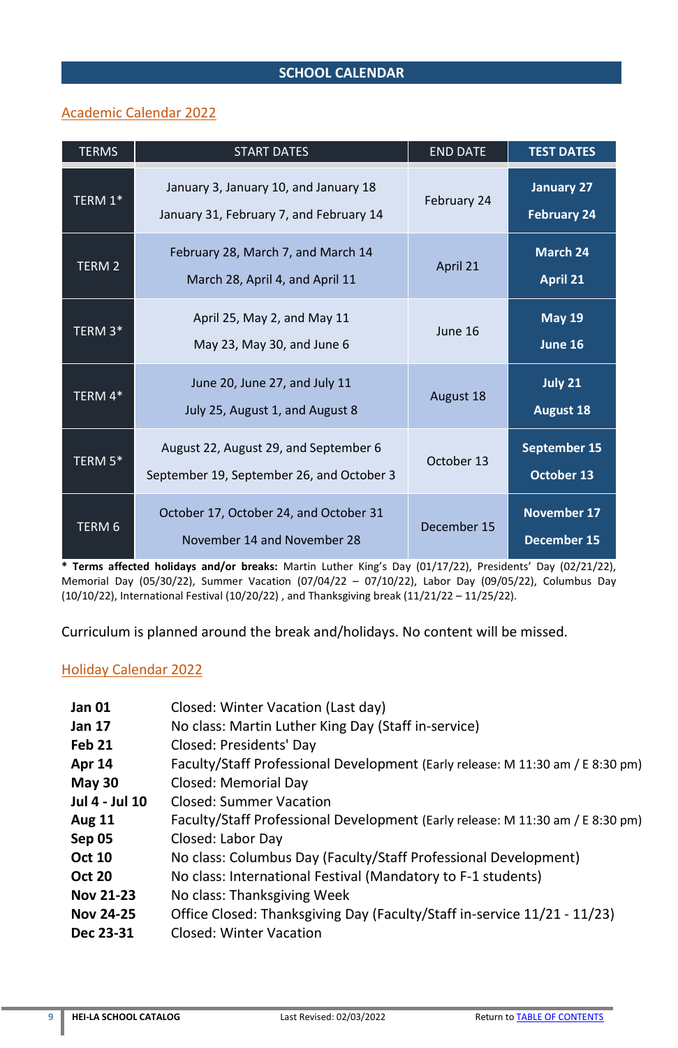## SCHOOL CALENDAR

### Academic Calendar 2022

| TERMS | START DATES | END DATE | TEST DATES |
|---|---|---|---|
| TERM 1* | January 3, January 10, and January 18<br>January 31, February 7, and February 14 | February 24 | **January 27**<br>**February 24** |
| TERM 2 | February 28, March 7, and March 14<br>March 28, April 4, and April 11 | April 21 | **March 24**<br>**April 21** |
| TERM 3* | April 25, May 2, and May 11<br>May 23, May 30, and June 6 | June 16 | **May 19**<br>**June 16** |
| TERM 4* | June 20, June 27, and July 11<br>July 25, August 1, and August 8 | August 18 | **July 21**<br>**August 18** |
| TERM 5* | August 22, August 29, and September 6<br>September 19, September 26, and October 3 | October 13 | **September 15**<br>**October 13** |
| TERM 6 | October 17, October 24, and October 31<br>November 14 and November 28 | December 15 | **November 17**<br>**December 15** |

**\* Terms affected holidays and/or breaks:** Martin Luther King's Day (01/17/22), Presidents' Day (02/21/22), Memorial Day (05/30/22), Summer Vacation (07/04/22 – 07/10/22), Labor Day (09/05/22), Columbus Day (10/10/22), International Festival (10/20/22) , and Thanksgiving break (11/21/22 – 11/25/22).

Curriculum is planned around the break and/holidays. No content will be missed.

### Holiday Calendar 2022

| | |
|---|---|
| **Jan 01** | Closed: Winter Vacation (Last day) |
| **Jan 17** | No class: Martin Luther King Day (Staff in-service) |
| **Feb 21** | Closed: Presidents' Day |
| **Apr 14** | Faculty/Staff Professional Development (Early release: M 11:30 am / E 8:30 pm) |
| **May 30** | Closed: Memorial Day |
| **Jul 4 - Jul 10** | Closed: Summer Vacation |
| **Aug 11** | Faculty/Staff Professional Development (Early release: M 11:30 am / E 8:30 pm) |
| **Sep 05** | Closed: Labor Day |
| **Oct 10** | No class: Columbus Day (Faculty/Staff Professional Development) |
| **Oct 20** | No class: International Festival (Mandatory to F-1 students) |
| **Nov 21-23** | No class: Thanksgiving Week |
| **Nov 24-25** | Office Closed: Thanksgiving Day (Faculty/Staff in-service 11/21 - 11/23) |
| **Dec 23-31** | Closed: Winter Vacation |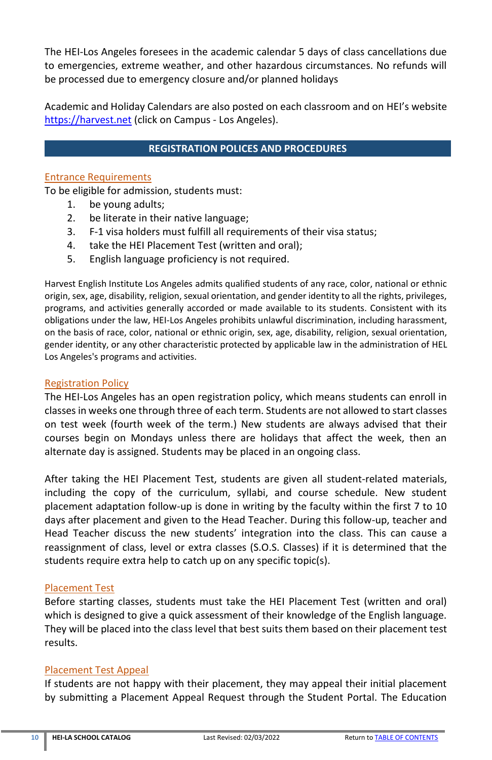The HEI-Los Angeles foresees in the academic calendar 5 days of class cancellations due to emergencies, extreme weather, and other hazardous circumstances. No refunds will be processed due to emergency closure and/or planned holidays

Academic and Holiday Calendars are also posted on each classroom and on HEI's website https://harvest.net (click on Campus - Los Angeles).

## REGISTRATION POLICES AND PROCEDURES

### Entrance Requirements

To be eligible for admission, students must:

1. be young adults;
2. be literate in their native language;
3. F-1 visa holders must fulfill all requirements of their visa status;
4. take the HEI Placement Test (written and oral);
5. English language proficiency is not required.

Harvest English Institute Los Angeles admits qualified students of any race, color, national or ethnic origin, sex, age, disability, religion, sexual orientation, and gender identity to all the rights, privileges, programs, and activities generally accorded or made available to its students. Consistent with its obligations under the law, HEI-Los Angeles prohibits unlawful discrimination, including harassment, on the basis of race, color, national or ethnic origin, sex, age, disability, religion, sexual orientation, gender identity, or any other characteristic protected by applicable law in the administration of HEL Los Angeles's programs and activities.

### Registration Policy

The HEI-Los Angeles has an open registration policy, which means students can enroll in classes in weeks one through three of each term. Students are not allowed to start classes on test week (fourth week of the term.) New students are always advised that their courses begin on Mondays unless there are holidays that affect the week, then an alternate day is assigned. Students may be placed in an ongoing class.

After taking the HEI Placement Test, students are given all student-related materials, including the copy of the curriculum, syllabi, and course schedule. New student placement adaptation follow-up is done in writing by the faculty within the first 7 to 10 days after placement and given to the Head Teacher. During this follow-up, teacher and Head Teacher discuss the new students' integration into the class. This can cause a reassignment of class, level or extra classes (S.O.S. Classes) if it is determined that the students require extra help to catch up on any specific topic(s).

### Placement Test

Before starting classes, students must take the HEI Placement Test (written and oral) which is designed to give a quick assessment of their knowledge of the English language. They will be placed into the class level that best suits them based on their placement test results.

### Placement Test Appeal

If students are not happy with their placement, they may appeal their initial placement by submitting a Placement Appeal Request through the Student Portal. The Education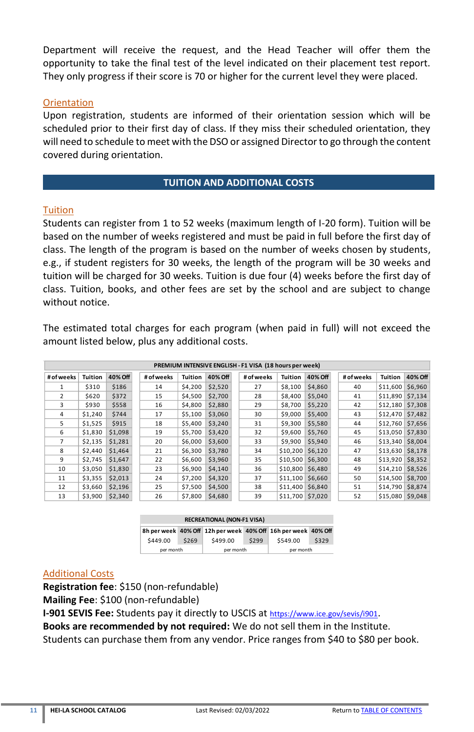Department will receive the request, and the Head Teacher will offer them the opportunity to take the final test of the level indicated on their placement test report. They only progress if their score is 70 or higher for the current level they were placed.

### Orientation

Upon registration, students are informed of their orientation session which will be scheduled prior to their first day of class. If they miss their scheduled orientation, they will need to schedule to meet with the DSO or assigned Director to go through the content covered during orientation.

## TUITION AND ADDITIONAL COSTS

### Tuition

Students can register from 1 to 52 weeks (maximum length of I-20 form). Tuition will be based on the number of weeks registered and must be paid in full before the first day of class. The length of the program is based on the number of weeks chosen by students, e.g., if student registers for 30 weeks, the length of the program will be 30 weeks and tuition will be charged for 30 weeks. Tuition is due four (4) weeks before the first day of class. Tuition, books, and other fees are set by the school and are subject to change without notice.

The estimated total charges for each program (when paid in full) will not exceed the amount listed below, plus any additional costs.

**PREMIUM INTENSIVE ENGLISH - F1 VISA (18 hours per week)**

| # of weeks | Tuition | 40% Off | # of weeks | Tuition | 40% Off | # of weeks | Tuition | 40% Off | # of weeks | Tuition | 40% Off |
|---|---|---|---|---|---|---|---|---|---|---|---|
| 1 | $310 | $186 | 14 | $4,200 | $2,520 | 27 | $8,100 | $4,860 | 40 | $11,600 | $6,960 |
| 2 | $620 | $372 | 15 | $4,500 | $2,700 | 28 | $8,400 | $5,040 | 41 | $11,890 | $7,134 |
| 3 | $930 | $558 | 16 | $4,800 | $2,880 | 29 | $8,700 | $5,220 | 42 | $12,180 | $7,308 |
| 4 | $1,240 | $744 | 17 | $5,100 | $3,060 | 30 | $9,000 | $5,400 | 43 | $12,470 | $7,482 |
| 5 | $1,525 | $915 | 18 | $5,400 | $3,240 | 31 | $9,300 | $5,580 | 44 | $12,760 | $7,656 |
| 6 | $1,830 | $1,098 | 19 | $5,700 | $3,420 | 32 | $9,600 | $5,760 | 45 | $13,050 | $7,830 |
| 7 | $2,135 | $1,281 | 20 | $6,000 | $3,600 | 33 | $9,900 | $5,940 | 46 | $13,340 | $8,004 |
| 8 | $2,440 | $1,464 | 21 | $6,300 | $3,780 | 34 | $10,200 | $6,120 | 47 | $13,630 | $8,178 |
| 9 | $2,745 | $1,647 | 22 | $6,600 | $3,960 | 35 | $10,500 | $6,300 | 48 | $13,920 | $8,352 |
| 10 | $3,050 | $1,830 | 23 | $6,900 | $4,140 | 36 | $10,800 | $6,480 | 49 | $14,210 | $8,526 |
| 11 | $3,355 | $2,013 | 24 | $7,200 | $4,320 | 37 | $11,100 | $6,660 | 50 | $14,500 | $8,700 |
| 12 | $3,660 | $2,196 | 25 | $7,500 | $4,500 | 38 | $11,400 | $6,840 | 51 | $14,790 | $8,874 |
| 13 | $3,900 | $2,340 | 26 | $7,800 | $4,680 | 39 | $11,700 | $7,020 | 52 | $15,080 | $9,048 |

**RECREATIONAL (NON-F1 VISA)**

| 8h per week | 40% Off | 12h per week | 40% Off | 16h per week | 40% Off |
|---|---|---|---|---|---|
| $449.00 | $269 | $499.00 | $299 | $549.00 | $329 |
| per month | | per month | | per month | |

### Additional Costs

**Registration fee**: $150 (non-refundable)
**Mailing Fee**: $100 (non-refundable)
**I-901 SEVIS Fee:** Students pay it directly to USCIS at https://www.ice.gov/sevis/i901.
**Books are recommended by not required:** We do not sell them in the Institute. Students can purchase them from any vendor. Price ranges from $40 to $80 per book.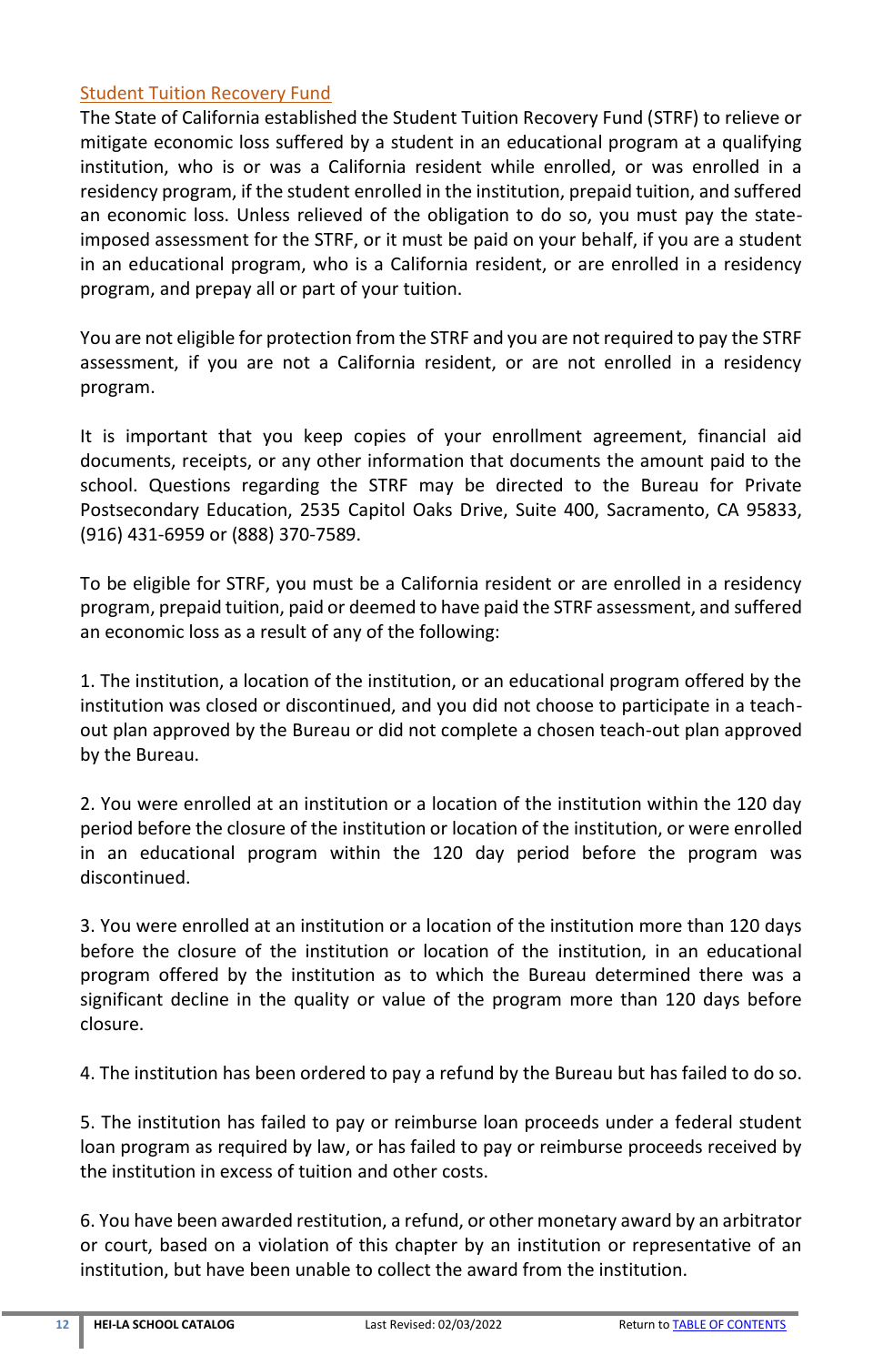## Student Tuition Recovery Fund

The State of California established the Student Tuition Recovery Fund (STRF) to relieve or mitigate economic loss suffered by a student in an educational program at a qualifying institution, who is or was a California resident while enrolled, or was enrolled in a residency program, if the student enrolled in the institution, prepaid tuition, and suffered an economic loss. Unless relieved of the obligation to do so, you must pay the state-imposed assessment for the STRF, or it must be paid on your behalf, if you are a student in an educational program, who is a California resident, or are enrolled in a residency program, and prepay all or part of your tuition.

You are not eligible for protection from the STRF and you are not required to pay the STRF assessment, if you are not a California resident, or are not enrolled in a residency program.

It is important that you keep copies of your enrollment agreement, financial aid documents, receipts, or any other information that documents the amount paid to the school. Questions regarding the STRF may be directed to the Bureau for Private Postsecondary Education, 2535 Capitol Oaks Drive, Suite 400, Sacramento, CA 95833, (916) 431-6959 or (888) 370-7589.

To be eligible for STRF, you must be a California resident or are enrolled in a residency program, prepaid tuition, paid or deemed to have paid the STRF assessment, and suffered an economic loss as a result of any of the following:

1. The institution, a location of the institution, or an educational program offered by the institution was closed or discontinued, and you did not choose to participate in a teach-out plan approved by the Bureau or did not complete a chosen teach-out plan approved by the Bureau.

2. You were enrolled at an institution or a location of the institution within the 120 day period before the closure of the institution or location of the institution, or were enrolled in an educational program within the 120 day period before the program was discontinued.

3. You were enrolled at an institution or a location of the institution more than 120 days before the closure of the institution or location of the institution, in an educational program offered by the institution as to which the Bureau determined there was a significant decline in the quality or value of the program more than 120 days before closure.

4. The institution has been ordered to pay a refund by the Bureau but has failed to do so.

5. The institution has failed to pay or reimburse loan proceeds under a federal student loan program as required by law, or has failed to pay or reimburse proceeds received by the institution in excess of tuition and other costs.

6. You have been awarded restitution, a refund, or other monetary award by an arbitrator or court, based on a violation of this chapter by an institution or representative of an institution, but have been unable to collect the award from the institution.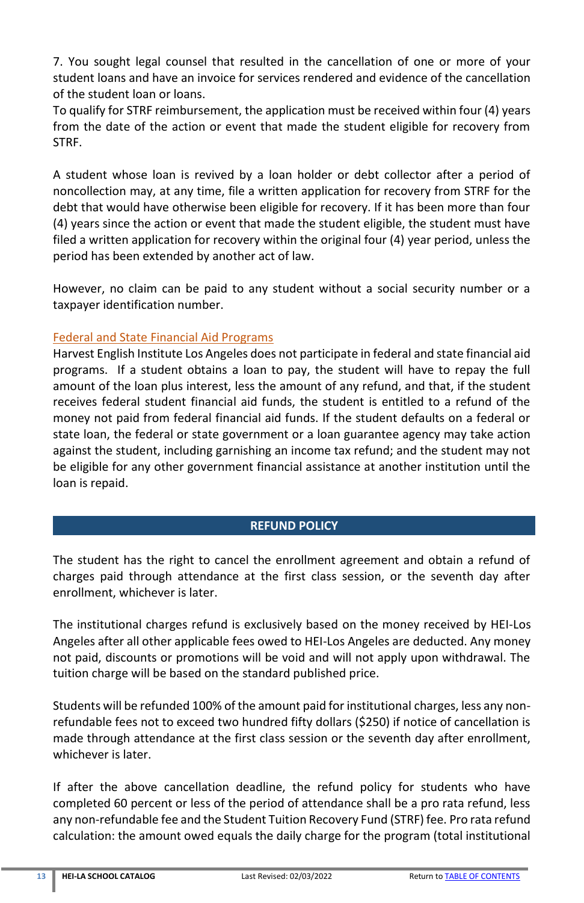7. You sought legal counsel that resulted in the cancellation of one or more of your student loans and have an invoice for services rendered and evidence of the cancellation of the student loan or loans.

To qualify for STRF reimbursement, the application must be received within four (4) years from the date of the action or event that made the student eligible for recovery from STRF.

A student whose loan is revived by a loan holder or debt collector after a period of noncollection may, at any time, file a written application for recovery from STRF for the debt that would have otherwise been eligible for recovery. If it has been more than four (4) years since the action or event that made the student eligible, the student must have filed a written application for recovery within the original four (4) year period, unless the period has been extended by another act of law.

However, no claim can be paid to any student without a social security number or a taxpayer identification number.

### Federal and State Financial Aid Programs

Harvest English Institute Los Angeles does not participate in federal and state financial aid programs. If a student obtains a loan to pay, the student will have to repay the full amount of the loan plus interest, less the amount of any refund, and that, if the student receives federal student financial aid funds, the student is entitled to a refund of the money not paid from federal financial aid funds. If the student defaults on a federal or state loan, the federal or state government or a loan guarantee agency may take action against the student, including garnishing an income tax refund; and the student may not be eligible for any other government financial assistance at another institution until the loan is repaid.

## REFUND POLICY

The student has the right to cancel the enrollment agreement and obtain a refund of charges paid through attendance at the first class session, or the seventh day after enrollment, whichever is later.

The institutional charges refund is exclusively based on the money received by HEI-Los Angeles after all other applicable fees owed to HEI-Los Angeles are deducted. Any money not paid, discounts or promotions will be void and will not apply upon withdrawal. The tuition charge will be based on the standard published price.

Students will be refunded 100% of the amount paid for institutional charges, less any non-refundable fees not to exceed two hundred fifty dollars ($250) if notice of cancellation is made through attendance at the first class session or the seventh day after enrollment, whichever is later.

If after the above cancellation deadline, the refund policy for students who have completed 60 percent or less of the period of attendance shall be a pro rata refund, less any non-refundable fee and the Student Tuition Recovery Fund (STRF) fee. Pro rata refund calculation: the amount owed equals the daily charge for the program (total institutional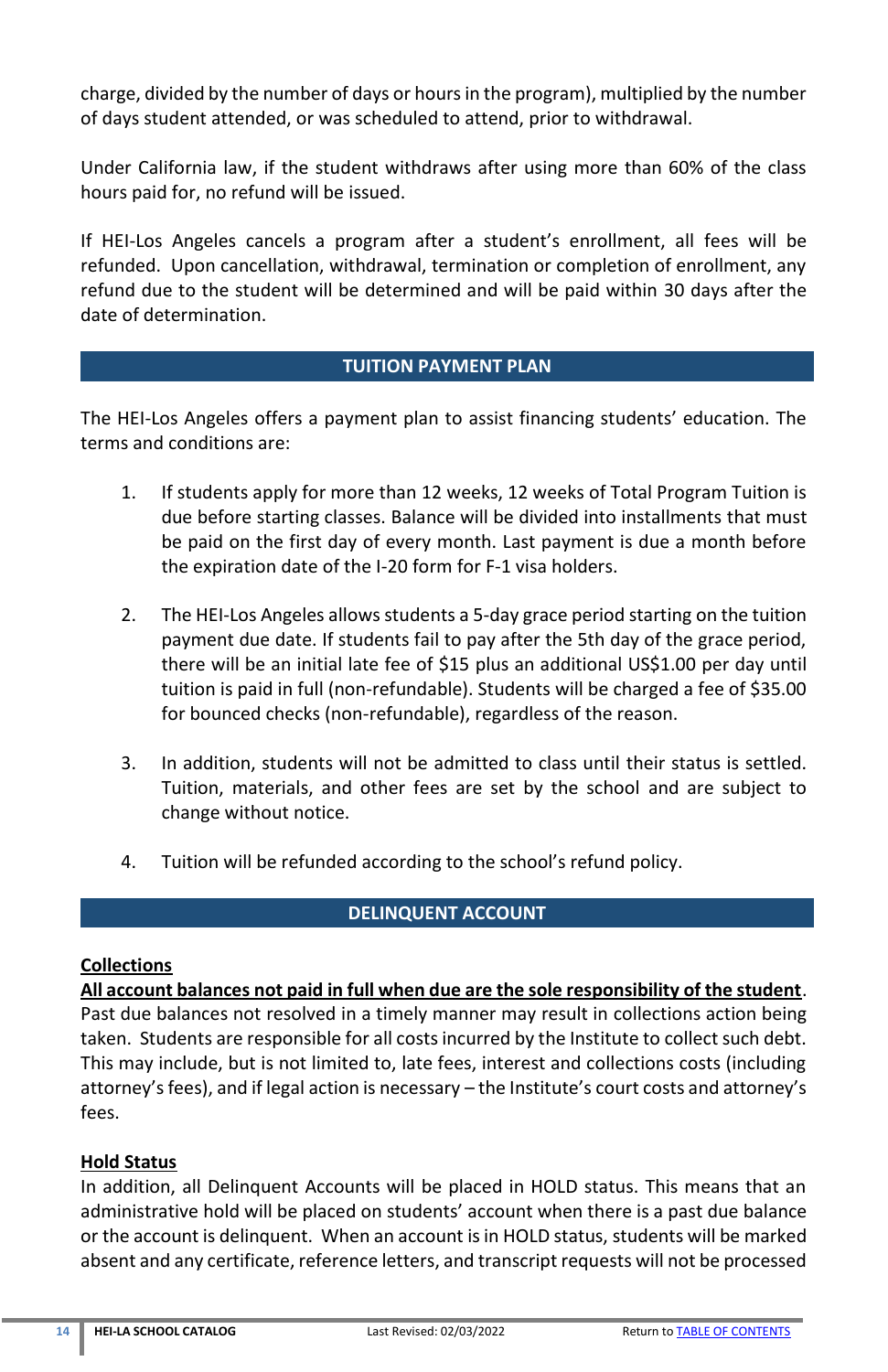charge, divided by the number of days or hours in the program), multiplied by the number of days student attended, or was scheduled to attend, prior to withdrawal.

Under California law, if the student withdraws after using more than 60% of the class hours paid for, no refund will be issued.

If HEI-Los Angeles cancels a program after a student's enrollment, all fees will be refunded. Upon cancellation, withdrawal, termination or completion of enrollment, any refund due to the student will be determined and will be paid within 30 days after the date of determination.

## TUITION PAYMENT PLAN

The HEI-Los Angeles offers a payment plan to assist financing students' education. The terms and conditions are:

1. If students apply for more than 12 weeks, 12 weeks of Total Program Tuition is due before starting classes. Balance will be divided into installments that must be paid on the first day of every month. Last payment is due a month before the expiration date of the I-20 form for F-1 visa holders.

2. The HEI-Los Angeles allows students a 5-day grace period starting on the tuition payment due date. If students fail to pay after the 5th day of the grace period, there will be an initial late fee of $15 plus an additional US$1.00 per day until tuition is paid in full (non-refundable). Students will be charged a fee of $35.00 for bounced checks (non-refundable), regardless of the reason.

3. In addition, students will not be admitted to class until their status is settled. Tuition, materials, and other fees are set by the school and are subject to change without notice.

4. Tuition will be refunded according to the school's refund policy.

## DELINQUENT ACCOUNT

### Collections

**All account balances not paid in full when due are the sole responsibility of the student**. Past due balances not resolved in a timely manner may result in collections action being taken. Students are responsible for all costs incurred by the Institute to collect such debt. This may include, but is not limited to, late fees, interest and collections costs (including attorney's fees), and if legal action is necessary – the Institute's court costs and attorney's fees.

### Hold Status

In addition, all Delinquent Accounts will be placed in HOLD status. This means that an administrative hold will be placed on students' account when there is a past due balance or the account is delinquent. When an account is in HOLD status, students will be marked absent and any certificate, reference letters, and transcript requests will not be processed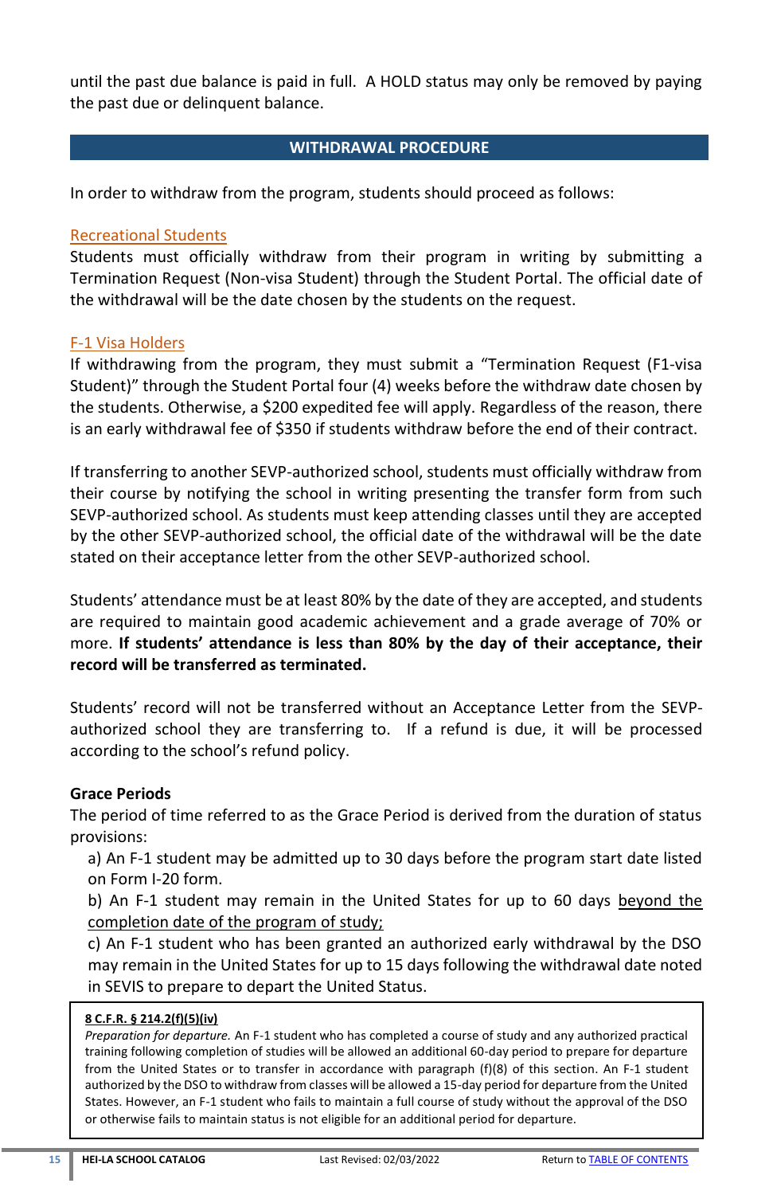until the past due balance is paid in full. A HOLD status may only be removed by paying the past due or delinquent balance.

## WITHDRAWAL PROCEDURE

In order to withdraw from the program, students should proceed as follows:

### Recreational Students

Students must officially withdraw from their program in writing by submitting a Termination Request (Non-visa Student) through the Student Portal. The official date of the withdrawal will be the date chosen by the students on the request.

### F-1 Visa Holders

If withdrawing from the program, they must submit a "Termination Request (F1-visa Student)" through the Student Portal four (4) weeks before the withdraw date chosen by the students. Otherwise, a $200 expedited fee will apply. Regardless of the reason, there is an early withdrawal fee of $350 if students withdraw before the end of their contract.

If transferring to another SEVP-authorized school, students must officially withdraw from their course by notifying the school in writing presenting the transfer form from such SEVP-authorized school. As students must keep attending classes until they are accepted by the other SEVP-authorized school, the official date of the withdrawal will be the date stated on their acceptance letter from the other SEVP-authorized school.

Students' attendance must be at least 80% by the date of they are accepted, and students are required to maintain good academic achievement and a grade average of 70% or more. **If students' attendance is less than 80% by the day of their acceptance, their record will be transferred as terminated.**

Students' record will not be transferred without an Acceptance Letter from the SEVP-authorized school they are transferring to. If a refund is due, it will be processed according to the school's refund policy.

**Grace Periods**

The period of time referred to as the Grace Period is derived from the duration of status provisions:

a) An F-1 student may be admitted up to 30 days before the program start date listed on Form I-20 form.

b) An F-1 student may remain in the United States for up to 60 days <u>beyond the completion date of the program of study;</u>

c) An F-1 student who has been granted an authorized early withdrawal by the DSO may remain in the United States for up to 15 days following the withdrawal date noted in SEVIS to prepare to depart the United Status.

> **<u>8 C.F.R. § 214.2(f)(5)(iv)</u>**
>
> *Preparation for departure.* An F-1 student who has completed a course of study and any authorized practical training following completion of studies will be allowed an additional 60-day period to prepare for departure from the United States or to transfer in accordance with paragraph (f)(8) of this section. An F-1 student authorized by the DSO to withdraw from classes will be allowed a 15-day period for departure from the United States. However, an F-1 student who fails to maintain a full course of study without the approval of the DSO or otherwise fails to maintain status is not eligible for an additional period for departure.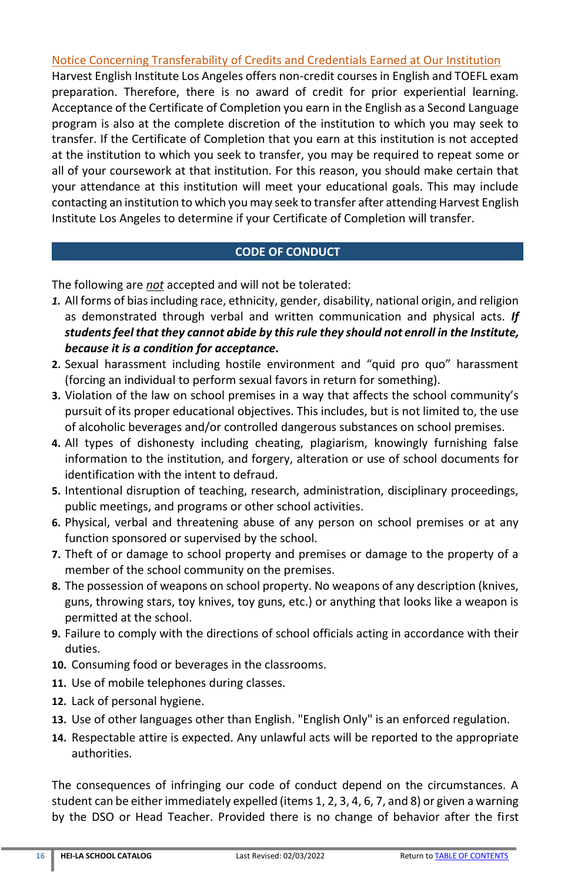Notice Concerning Transferability of Credits and Credentials Earned at Our Institution

Harvest English Institute Los Angeles offers non-credit courses in English and TOEFL exam preparation. Therefore, there is no award of credit for prior experiential learning. Acceptance of the Certificate of Completion you earn in the English as a Second Language program is also at the complete discretion of the institution to which you may seek to transfer. If the Certificate of Completion that you earn at this institution is not accepted at the institution to which you seek to transfer, you may be required to repeat some or all of your coursework at that institution. For this reason, you should make certain that your attendance at this institution will meet your educational goals. This may include contacting an institution to which you may seek to transfer after attending Harvest English Institute Los Angeles to determine if your Certificate of Completion will transfer.

## CODE OF CONDUCT

The following are _not_ accepted and will not be tolerated:

1. All forms of bias including race, ethnicity, gender, disability, national origin, and religion as demonstrated through verbal and written communication and physical acts. ***If students feel that they cannot abide by this rule they should not enroll in the Institute, because it is a condition for acceptance.***
2. Sexual harassment including hostile environment and "quid pro quo" harassment (forcing an individual to perform sexual favors in return for something).
3. Violation of the law on school premises in a way that affects the school community's pursuit of its proper educational objectives. This includes, but is not limited to, the use of alcoholic beverages and/or controlled dangerous substances on school premises.
4. All types of dishonesty including cheating, plagiarism, knowingly furnishing false information to the institution, and forgery, alteration or use of school documents for identification with the intent to defraud.
5. Intentional disruption of teaching, research, administration, disciplinary proceedings, public meetings, and programs or other school activities.
6. Physical, verbal and threatening abuse of any person on school premises or at any function sponsored or supervised by the school.
7. Theft of or damage to school property and premises or damage to the property of a member of the school community on the premises.
8. The possession of weapons on school property. No weapons of any description (knives, guns, throwing stars, toy knives, toy guns, etc.) or anything that looks like a weapon is permitted at the school.
9. Failure to comply with the directions of school officials acting in accordance with their duties.
10. Consuming food or beverages in the classrooms.
11. Use of mobile telephones during classes.
12. Lack of personal hygiene.
13. Use of other languages other than English. "English Only" is an enforced regulation.
14. Respectable attire is expected. Any unlawful acts will be reported to the appropriate authorities.

The consequences of infringing our code of conduct depend on the circumstances. A student can be either immediately expelled (items 1, 2, 3, 4, 6, 7, and 8) or given a warning by the DSO or Head Teacher. Provided there is no change of behavior after the first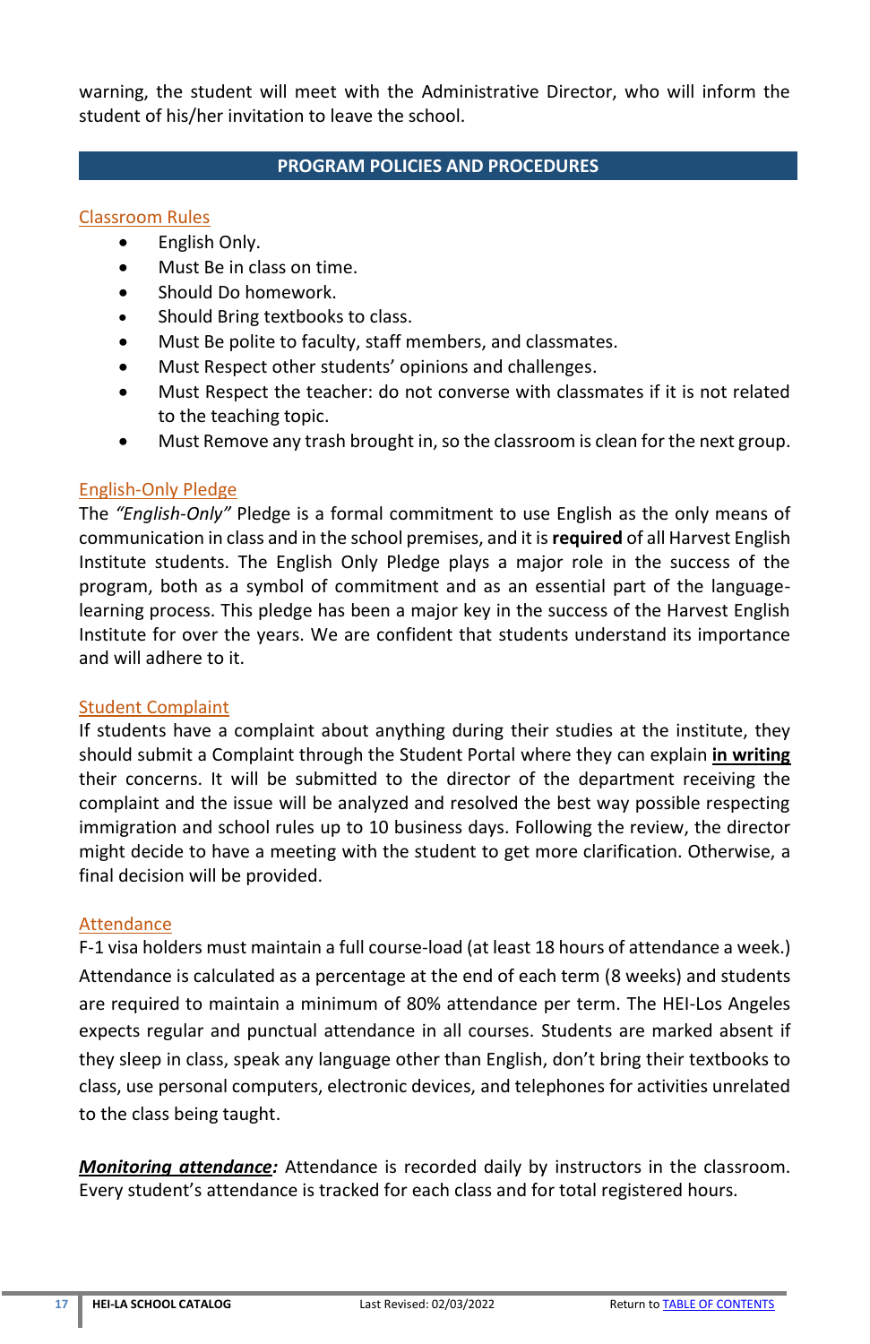warning, the student will meet with the Administrative Director, who will inform the student of his/her invitation to leave the school.

## PROGRAM POLICIES AND PROCEDURES

### Classroom Rules

- English Only.
- Must Be in class on time.
- Should Do homework.
- Should Bring textbooks to class.
- Must Be polite to faculty, staff members, and classmates.
- Must Respect other students' opinions and challenges.
- Must Respect the teacher: do not converse with classmates if it is not related to the teaching topic.
- Must Remove any trash brought in, so the classroom is clean for the next group.

### English-Only Pledge

The *"English-Only"* Pledge is a formal commitment to use English as the only means of communication in class and in the school premises, and it is **required** of all Harvest English Institute students. The English Only Pledge plays a major role in the success of the program, both as a symbol of commitment and as an essential part of the language-learning process. This pledge has been a major key in the success of the Harvest English Institute for over the years. We are confident that students understand its importance and will adhere to it.

### Student Complaint

If students have a complaint about anything during their studies at the institute, they should submit a Complaint through the Student Portal where they can explain **in writing** their concerns. It will be submitted to the director of the department receiving the complaint and the issue will be analyzed and resolved the best way possible respecting immigration and school rules up to 10 business days. Following the review, the director might decide to have a meeting with the student to get more clarification. Otherwise, a final decision will be provided.

### Attendance

F-1 visa holders must maintain a full course-load (at least 18 hours of attendance a week.) Attendance is calculated as a percentage at the end of each term (8 weeks) and students are required to maintain a minimum of 80% attendance per term. The HEI-Los Angeles expects regular and punctual attendance in all courses. Students are marked absent if they sleep in class, speak any language other than English, don't bring their textbooks to class, use personal computers, electronic devices, and telephones for activities unrelated to the class being taught.

***Monitoring attendance:*** Attendance is recorded daily by instructors in the classroom. Every student's attendance is tracked for each class and for total registered hours.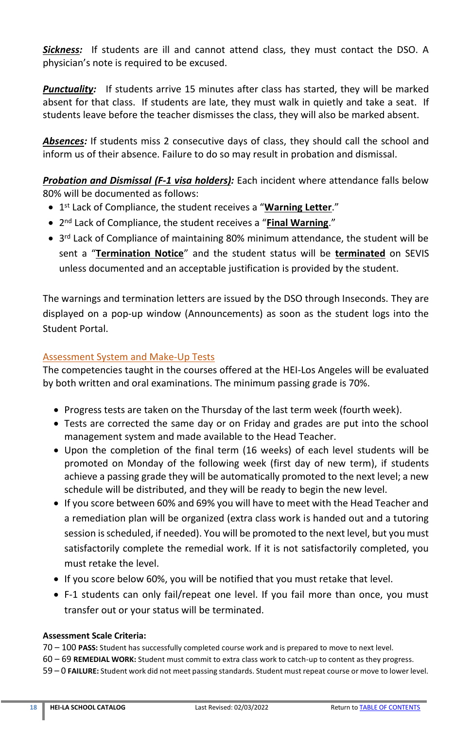***Sickness:*** If students are ill and cannot attend class, they must contact the DSO. A physician's note is required to be excused.

***Punctuality:*** If students arrive 15 minutes after class has started, they will be marked absent for that class. If students are late, they must walk in quietly and take a seat. If students leave before the teacher dismisses the class, they will also be marked absent.

***Absences:*** If students miss 2 consecutive days of class, they should call the school and inform us of their absence. Failure to do so may result in probation and dismissal.

***Probation and Dismissal (F-1 visa holders):*** Each incident where attendance falls below 80% will be documented as follows:

- 1st Lack of Compliance, the student receives a "**Warning Letter**."
- 2nd Lack of Compliance, the student receives a "**Final Warning**."
- 3rd Lack of Compliance of maintaining 80% minimum attendance, the student will be sent a "**Termination Notice**" and the student status will be **terminated** on SEVIS unless documented and an acceptable justification is provided by the student.

The warnings and termination letters are issued by the DSO through Inseconds. They are displayed on a pop-up window (Announcements) as soon as the student logs into the Student Portal.

## Assessment System and Make-Up Tests

The competencies taught in the courses offered at the HEI-Los Angeles will be evaluated by both written and oral examinations. The minimum passing grade is 70%.

- Progress tests are taken on the Thursday of the last term week (fourth week).
- Tests are corrected the same day or on Friday and grades are put into the school management system and made available to the Head Teacher.
- Upon the completion of the final term (16 weeks) of each level students will be promoted on Monday of the following week (first day of new term), if students achieve a passing grade they will be automatically promoted to the next level; a new schedule will be distributed, and they will be ready to begin the new level.
- If you score between 60% and 69% you will have to meet with the Head Teacher and a remediation plan will be organized (extra class work is handed out and a tutoring session is scheduled, if needed). You will be promoted to the next level, but you must satisfactorily complete the remedial work. If it is not satisfactorily completed, you must retake the level.
- If you score below 60%, you will be notified that you must retake that level.
- F-1 students can only fail/repeat one level. If you fail more than once, you must transfer out or your status will be terminated.

**Assessment Scale Criteria:**

70 – 100 **PASS:** Student has successfully completed course work and is prepared to move to next level.
60 – 69 **REMEDIAL WORK:** Student must commit to extra class work to catch-up to content as they progress.
59 – 0 **FAILURE:** Student work did not meet passing standards. Student must repeat course or move to lower level.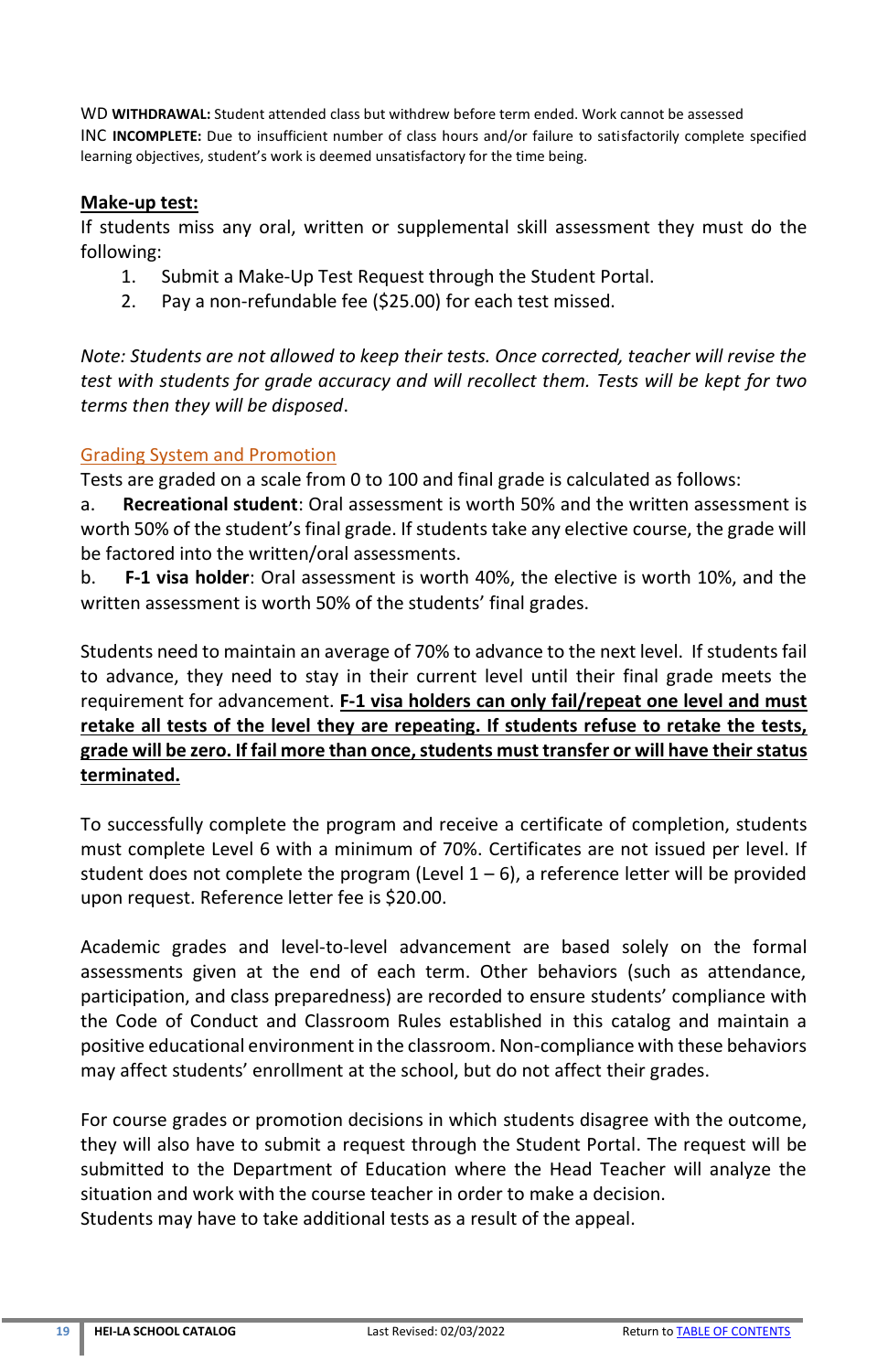WD **WITHDRAWAL:** Student attended class but withdrew before term ended. Work cannot be assessed
INC **INCOMPLETE:** Due to insufficient number of class hours and/or failure to satisfactorily complete specified learning objectives, student's work is deemed unsatisfactory for the time being.

**Make-up test:**

If students miss any oral, written or supplemental skill assessment they must do the following:

1. Submit a Make-Up Test Request through the Student Portal.
2. Pay a non-refundable fee ($25.00) for each test missed.

*Note: Students are not allowed to keep their tests. Once corrected, teacher will revise the test with students for grade accuracy and will recollect them. Tests will be kept for two terms then they will be disposed.*

## Grading System and Promotion

Tests are graded on a scale from 0 to 100 and final grade is calculated as follows:

a. **Recreational student**: Oral assessment is worth 50% and the written assessment is worth 50% of the student's final grade. If students take any elective course, the grade will be factored into the written/oral assessments.

b. **F-1 visa holder**: Oral assessment is worth 40%, the elective is worth 10%, and the written assessment is worth 50% of the students' final grades.

Students need to maintain an average of 70% to advance to the next level. If students fail to advance, they need to stay in their current level until their final grade meets the requirement for advancement. **F-1 visa holders can only fail/repeat one level and must retake all tests of the level they are repeating. If students refuse to retake the tests, grade will be zero. If fail more than once, students must transfer or will have their status terminated.**

To successfully complete the program and receive a certificate of completion, students must complete Level 6 with a minimum of 70%. Certificates are not issued per level. If student does not complete the program (Level 1 – 6), a reference letter will be provided upon request. Reference letter fee is $20.00.

Academic grades and level-to-level advancement are based solely on the formal assessments given at the end of each term. Other behaviors (such as attendance, participation, and class preparedness) are recorded to ensure students' compliance with the Code of Conduct and Classroom Rules established in this catalog and maintain a positive educational environment in the classroom. Non-compliance with these behaviors may affect students' enrollment at the school, but do not affect their grades.

For course grades or promotion decisions in which students disagree with the outcome, they will also have to submit a request through the Student Portal. The request will be submitted to the Department of Education where the Head Teacher will analyze the situation and work with the course teacher in order to make a decision.
Students may have to take additional tests as a result of the appeal.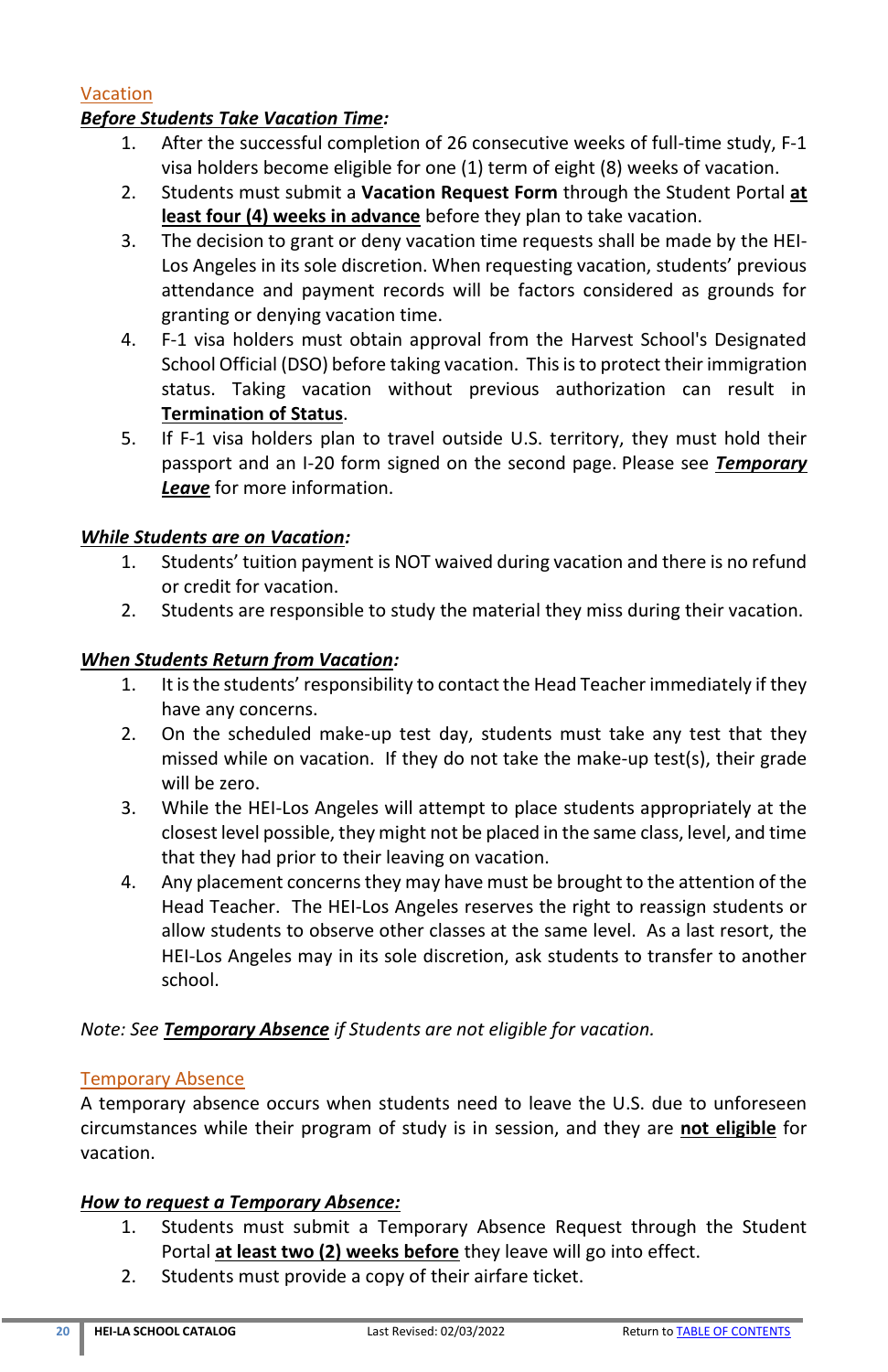## Vacation

***<u>Before Students Take Vacation Time</u>*:**

1. After the successful completion of 26 consecutive weeks of full-time study, F-1 visa holders become eligible for one (1) term of eight (8) weeks of vacation.
2. Students must submit a **Vacation Request Form** through the Student Portal **<u>at least four (4) weeks in advance</u>** before they plan to take vacation.
3. The decision to grant or deny vacation time requests shall be made by the HEI-Los Angeles in its sole discretion. When requesting vacation, students' previous attendance and payment records will be factors considered as grounds for granting or denying vacation time.
4. F-1 visa holders must obtain approval from the Harvest School's Designated School Official (DSO) before taking vacation. This is to protect their immigration status. Taking vacation without previous authorization can result in **<u>Termination of Status</u>**.
5. If F-1 visa holders plan to travel outside U.S. territory, they must hold their passport and an I-20 form signed on the second page. Please see ***<u>Temporary Leave</u>*** for more information.

***<u>While Students are on Vacation</u>*:**

1. Students' tuition payment is NOT waived during vacation and there is no refund or credit for vacation.
2. Students are responsible to study the material they miss during their vacation.

***<u>When Students Return from Vacation</u>*:**

1. It is the students' responsibility to contact the Head Teacher immediately if they have any concerns.
2. On the scheduled make-up test day, students must take any test that they missed while on vacation. If they do not take the make-up test(s), their grade will be zero.
3. While the HEI-Los Angeles will attempt to place students appropriately at the closest level possible, they might not be placed in the same class, level, and time that they had prior to their leaving on vacation.
4. Any placement concerns they may have must be brought to the attention of the Head Teacher. The HEI-Los Angeles reserves the right to reassign students or allow students to observe other classes at the same level. As a last resort, the HEI-Los Angeles may in its sole discretion, ask students to transfer to another school.

*Note: See **<u>Temporary Absence</u>** if Students are not eligible for vacation.*

## Temporary Absence

A temporary absence occurs when students need to leave the U.S. due to unforeseen circumstances while their program of study is in session, and they are **<u>not eligible</u>** for vacation.

***<u>How to request a Temporary Absence:</u>***

1. Students must submit a Temporary Absence Request through the Student Portal **<u>at least two (2) weeks before</u>** they leave will go into effect.
2. Students must provide a copy of their airfare ticket.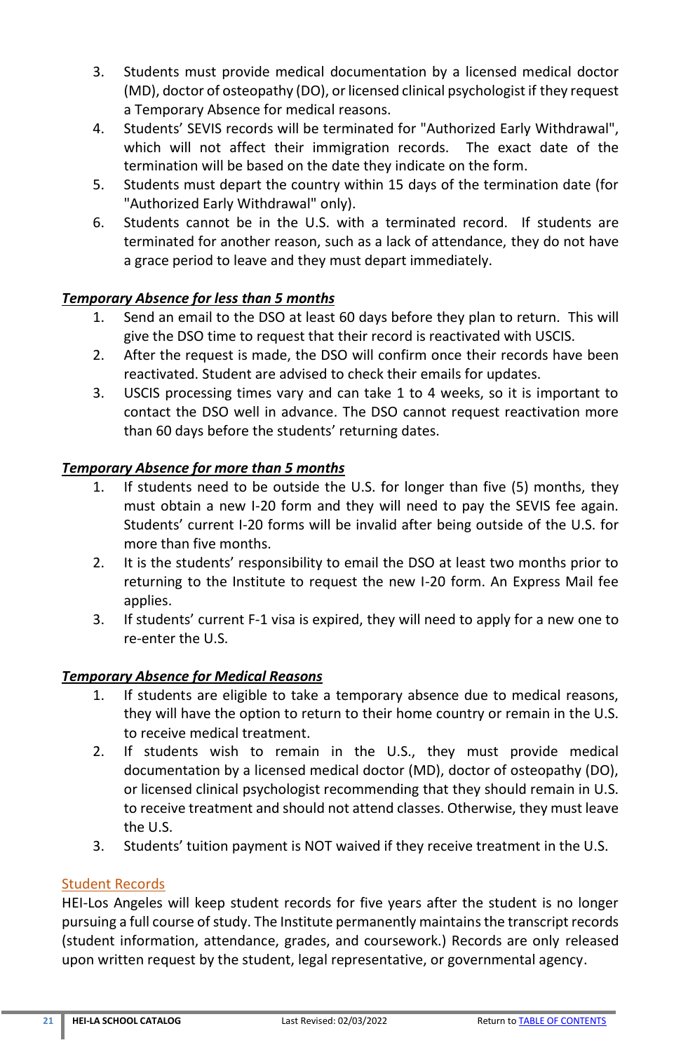3. Students must provide medical documentation by a licensed medical doctor (MD), doctor of osteopathy (DO), or licensed clinical psychologist if they request a Temporary Absence for medical reasons.
4. Students' SEVIS records will be terminated for "Authorized Early Withdrawal", which will not affect their immigration records. The exact date of the termination will be based on the date they indicate on the form.
5. Students must depart the country within 15 days of the termination date (for "Authorized Early Withdrawal" only).
6. Students cannot be in the U.S. with a terminated record. If students are terminated for another reason, such as a lack of attendance, they do not have a grace period to leave and they must depart immediately.

***Temporary Absence for less than 5 months***

1. Send an email to the DSO at least 60 days before they plan to return. This will give the DSO time to request that their record is reactivated with USCIS.
2. After the request is made, the DSO will confirm once their records have been reactivated. Student are advised to check their emails for updates.
3. USCIS processing times vary and can take 1 to 4 weeks, so it is important to contact the DSO well in advance. The DSO cannot request reactivation more than 60 days before the students' returning dates.

***Temporary Absence for more than 5 months***

1. If students need to be outside the U.S. for longer than five (5) months, they must obtain a new I-20 form and they will need to pay the SEVIS fee again. Students' current I-20 forms will be invalid after being outside of the U.S. for more than five months.
2. It is the students' responsibility to email the DSO at least two months prior to returning to the Institute to request the new I-20 form. An Express Mail fee applies.
3. If students' current F-1 visa is expired, they will need to apply for a new one to re-enter the U.S.

***Temporary Absence for Medical Reasons***

1. If students are eligible to take a temporary absence due to medical reasons, they will have the option to return to their home country or remain in the U.S. to receive medical treatment.
2. If students wish to remain in the U.S., they must provide medical documentation by a licensed medical doctor (MD), doctor of osteopathy (DO), or licensed clinical psychologist recommending that they should remain in U.S. to receive treatment and should not attend classes. Otherwise, they must leave the U.S.
3. Students' tuition payment is NOT waived if they receive treatment in the U.S.

## Student Records

HEI-Los Angeles will keep student records for five years after the student is no longer pursuing a full course of study. The Institute permanently maintains the transcript records (student information, attendance, grades, and coursework.) Records are only released upon written request by the student, legal representative, or governmental agency.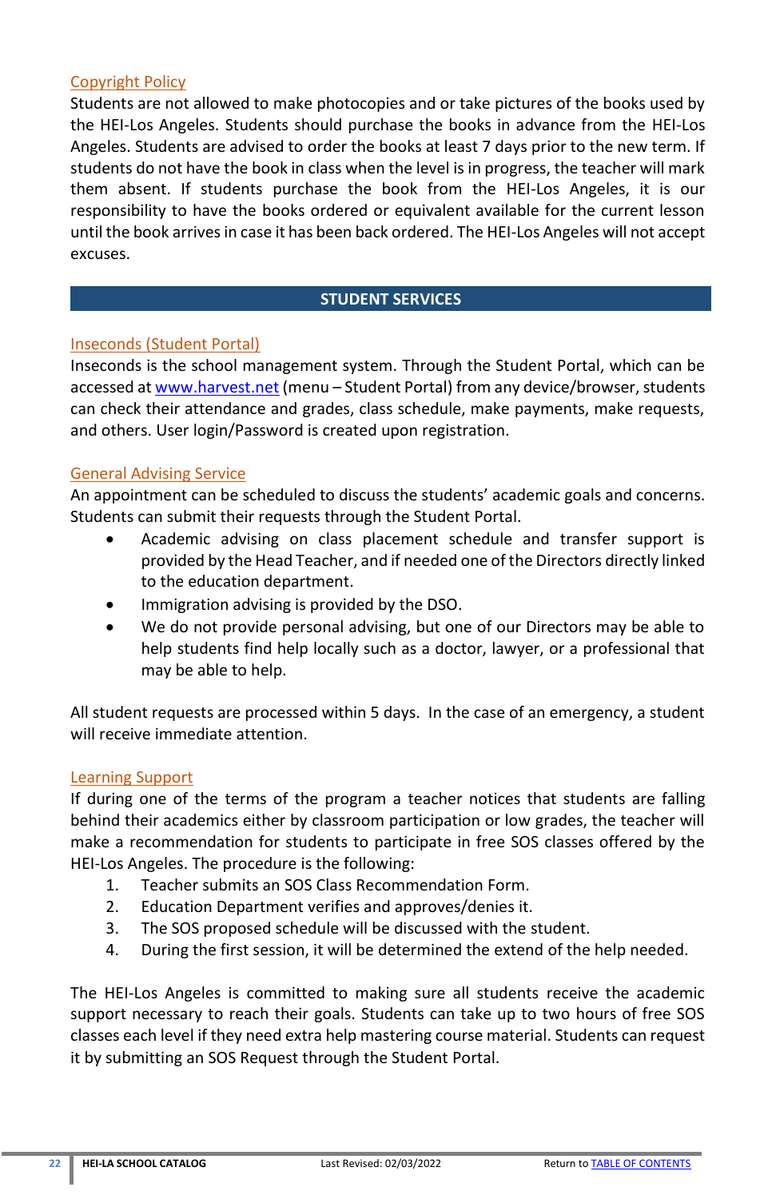### Copyright Policy

Students are not allowed to make photocopies and or take pictures of the books used by the HEI-Los Angeles. Students should purchase the books in advance from the HEI-Los Angeles. Students are advised to order the books at least 7 days prior to the new term. If students do not have the book in class when the level is in progress, the teacher will mark them absent. If students purchase the book from the HEI-Los Angeles, it is our responsibility to have the books ordered or equivalent available for the current lesson until the book arrives in case it has been back ordered. The HEI-Los Angeles will not accept excuses.

## STUDENT SERVICES

### Inseconds (Student Portal)

Inseconds is the school management system. Through the Student Portal, which can be accessed at [www.harvest.net](www.harvest.net) (menu – Student Portal) from any device/browser, students can check their attendance and grades, class schedule, make payments, make requests, and others. User login/Password is created upon registration.

### General Advising Service

An appointment can be scheduled to discuss the students' academic goals and concerns. Students can submit their requests through the Student Portal.

- Academic advising on class placement schedule and transfer support is provided by the Head Teacher, and if needed one of the Directors directly linked to the education department.
- Immigration advising is provided by the DSO.
- We do not provide personal advising, but one of our Directors may be able to help students find help locally such as a doctor, lawyer, or a professional that may be able to help.

All student requests are processed within 5 days. In the case of an emergency, a student will receive immediate attention.

### Learning Support

If during one of the terms of the program a teacher notices that students are falling behind their academics either by classroom participation or low grades, the teacher will make a recommendation for students to participate in free SOS classes offered by the HEI-Los Angeles. The procedure is the following:

1. Teacher submits an SOS Class Recommendation Form.
2. Education Department verifies and approves/denies it.
3. The SOS proposed schedule will be discussed with the student.
4. During the first session, it will be determined the extend of the help needed.

The HEI-Los Angeles is committed to making sure all students receive the academic support necessary to reach their goals. Students can take up to two hours of free SOS classes each level if they need extra help mastering course material. Students can request it by submitting an SOS Request through the Student Portal.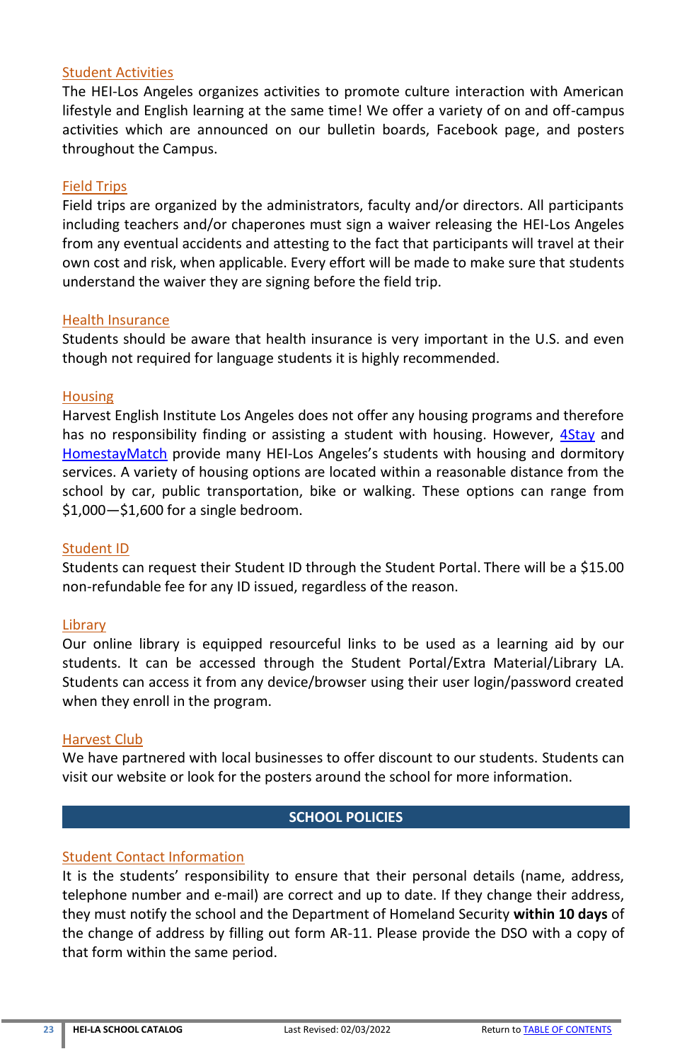### Student Activities

The HEI-Los Angeles organizes activities to promote culture interaction with American lifestyle and English learning at the same time! We offer a variety of on and off-campus activities which are announced on our bulletin boards, Facebook page, and posters throughout the Campus.

### Field Trips

Field trips are organized by the administrators, faculty and/or directors. All participants including teachers and/or chaperones must sign a waiver releasing the HEI-Los Angeles from any eventual accidents and attesting to the fact that participants will travel at their own cost and risk, when applicable. Every effort will be made to make sure that students understand the waiver they are signing before the field trip.

### Health Insurance

Students should be aware that health insurance is very important in the U.S. and even though not required for language students it is highly recommended.

### Housing

Harvest English Institute Los Angeles does not offer any housing programs and therefore has no responsibility finding or assisting a student with housing. However, 4Stay and HomestayMatch provide many HEI-Los Angeles's students with housing and dormitory services. A variety of housing options are located within a reasonable distance from the school by car, public transportation, bike or walking. These options can range from $1,000—$1,600 for a single bedroom.

### Student ID

Students can request their Student ID through the Student Portal. There will be a $15.00 non-refundable fee for any ID issued, regardless of the reason.

### Library

Our online library is equipped resourceful links to be used as a learning aid by our students. It can be accessed through the Student Portal/Extra Material/Library LA. Students can access it from any device/browser using their user login/password created when they enroll in the program.

### Harvest Club

We have partnered with local businesses to offer discount to our students. Students can visit our website or look for the posters around the school for more information.

## SCHOOL POLICIES

### Student Contact Information

It is the students' responsibility to ensure that their personal details (name, address, telephone number and e-mail) are correct and up to date. If they change their address, they must notify the school and the Department of Homeland Security **within 10 days** of the change of address by filling out form AR-11. Please provide the DSO with a copy of that form within the same period.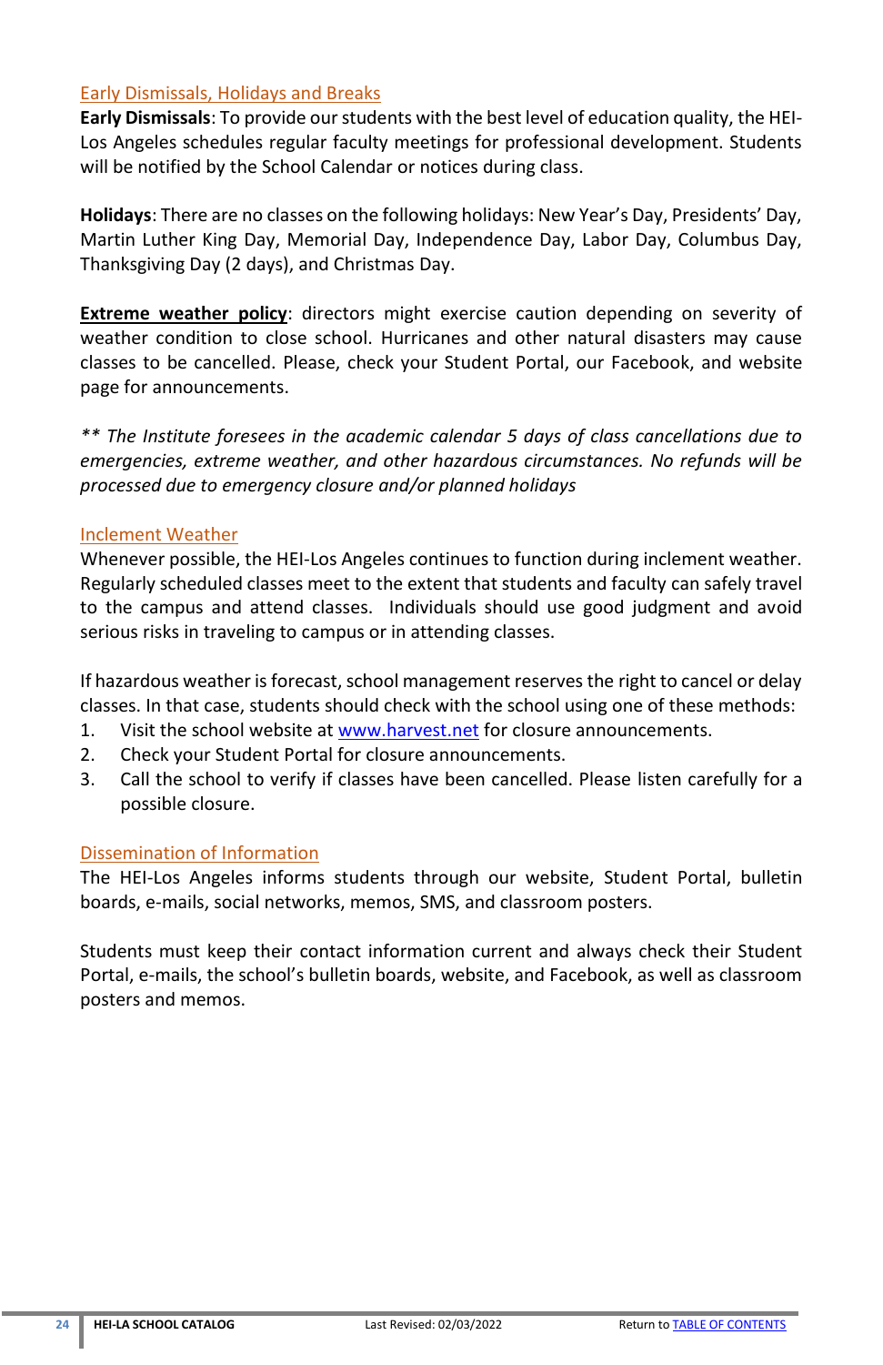## Early Dismissals, Holidays and Breaks

**Early Dismissals**: To provide our students with the best level of education quality, the HEI-Los Angeles schedules regular faculty meetings for professional development. Students will be notified by the School Calendar or notices during class.

**Holidays**: There are no classes on the following holidays: New Year's Day, Presidents' Day, Martin Luther King Day, Memorial Day, Independence Day, Labor Day, Columbus Day, Thanksgiving Day (2 days), and Christmas Day.

**Extreme weather policy**: directors might exercise caution depending on severity of weather condition to close school. Hurricanes and other natural disasters may cause classes to be cancelled. Please, check your Student Portal, our Facebook, and website page for announcements.

*** The Institute foresees in the academic calendar 5 days of class cancellations due to emergencies, extreme weather, and other hazardous circumstances. No refunds will be processed due to emergency closure and/or planned holidays*

## Inclement Weather

Whenever possible, the HEI-Los Angeles continues to function during inclement weather. Regularly scheduled classes meet to the extent that students and faculty can safely travel to the campus and attend classes. Individuals should use good judgment and avoid serious risks in traveling to campus or in attending classes.

If hazardous weather is forecast, school management reserves the right to cancel or delay classes. In that case, students should check with the school using one of these methods:

1. Visit the school website at www.harvest.net for closure announcements.
2. Check your Student Portal for closure announcements.
3. Call the school to verify if classes have been cancelled. Please listen carefully for a possible closure.

## Dissemination of Information

The HEI-Los Angeles informs students through our website, Student Portal, bulletin boards, e-mails, social networks, memos, SMS, and classroom posters.

Students must keep their contact information current and always check their Student Portal, e-mails, the school's bulletin boards, website, and Facebook, as well as classroom posters and memos.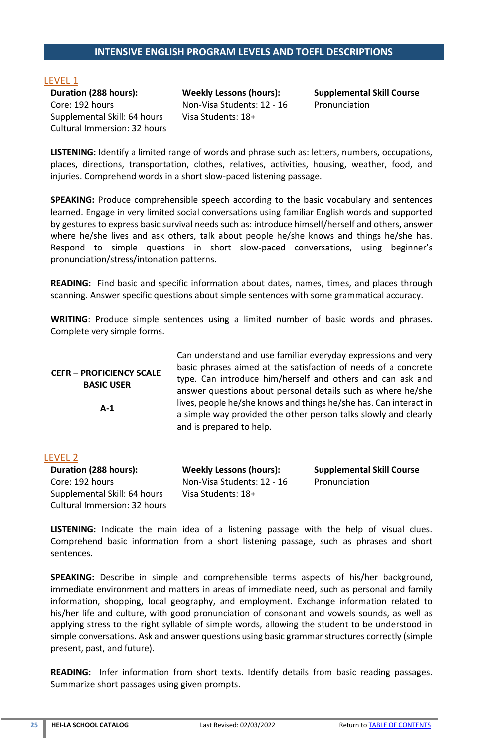## INTENSIVE ENGLISH PROGRAM LEVELS AND TOEFL DESCRIPTIONS

### LEVEL 1

| Duration (288 hours): | Weekly Lessons (hours): | Supplemental Skill Course |
|---|---|---|
| Core: 192 hours | Non-Visa Students: 12 - 16 | Pronunciation |
| Supplemental Skill: 64 hours | Visa Students: 18+ | |
| Cultural Immersion: 32 hours | | |

**LISTENING:** Identify a limited range of words and phrase such as: letters, numbers, occupations, places, directions, transportation, clothes, relatives, activities, housing, weather, food, and injuries. Comprehend words in a short slow-paced listening passage.

**SPEAKING:** Produce comprehensible speech according to the basic vocabulary and sentences learned. Engage in very limited social conversations using familiar English words and supported by gestures to express basic survival needs such as: introduce himself/herself and others, answer where he/she lives and ask others, talk about people he/she knows and things he/she has. Respond to simple questions in short slow-paced conversations, using beginner's pronunciation/stress/intonation patterns.

**READING:** Find basic and specific information about dates, names, times, and places through scanning. Answer specific questions about simple sentences with some grammatical accuracy.

**WRITING**: Produce simple sentences using a limited number of basic words and phrases. Complete very simple forms.

| CEFR – PROFICIENCY SCALE BASIC USER A-1 | Can understand and use familiar everyday expressions and very basic phrases aimed at the satisfaction of needs of a concrete type. Can introduce him/herself and others and can ask and answer questions about personal details such as where he/she lives, people he/she knows and things he/she has. Can interact in a simple way provided the other person talks slowly and clearly and is prepared to help. |
|---|---|

### LEVEL 2

| Duration (288 hours): | Weekly Lessons (hours): | Supplemental Skill Course |
|---|---|---|
| Core: 192 hours | Non-Visa Students: 12 - 16 | Pronunciation |
| Supplemental Skill: 64 hours | Visa Students: 18+ | |
| Cultural Immersion: 32 hours | | |

**LISTENING:** Indicate the main idea of a listening passage with the help of visual clues. Comprehend basic information from a short listening passage, such as phrases and short sentences.

**SPEAKING:** Describe in simple and comprehensible terms aspects of his/her background, immediate environment and matters in areas of immediate need, such as personal and family information, shopping, local geography, and employment. Exchange information related to his/her life and culture, with good pronunciation of consonant and vowels sounds, as well as applying stress to the right syllable of simple words, allowing the student to be understood in simple conversations. Ask and answer questions using basic grammar structures correctly (simple present, past, and future).

**READING:** Infer information from short texts. Identify details from basic reading passages. Summarize short passages using given prompts.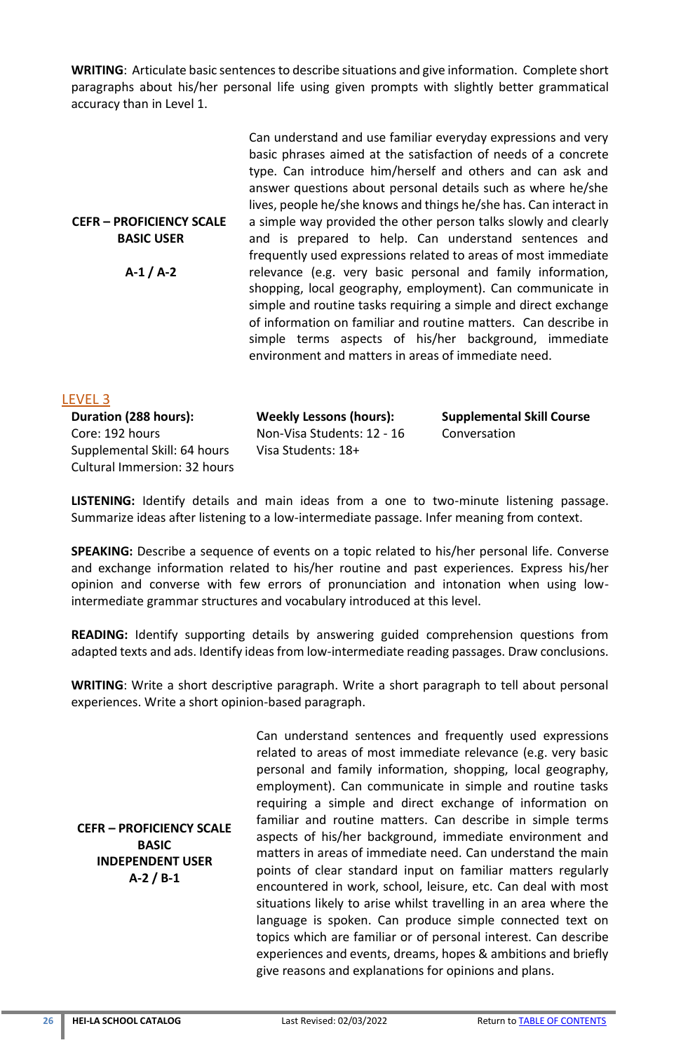**WRITING**: Articulate basic sentences to describe situations and give information. Complete short paragraphs about his/her personal life using given prompts with slightly better grammatical accuracy than in Level 1.

| CEFR – PROFICIENCY SCALE BASIC USER A-1 / A-2 | Can understand and use familiar everyday expressions and very basic phrases aimed at the satisfaction of needs of a concrete type. Can introduce him/herself and others and can ask and answer questions about personal details such as where he/she lives, people he/she knows and things he/she has. Can interact in a simple way provided the other person talks slowly and clearly and is prepared to help. Can understand sentences and frequently used expressions related to areas of most immediate relevance (e.g. very basic personal and family information, shopping, local geography, employment). Can communicate in simple and routine tasks requiring a simple and direct exchange of information on familiar and routine matters. Can describe in simple terms aspects of his/her background, immediate environment and matters in areas of immediate need. |
|---|---|

## LEVEL 3

| Duration (288 hours): | Weekly Lessons (hours): | Supplemental Skill Course |
|---|---|---|
| Core: 192 hours | Non-Visa Students: 12 - 16 | Conversation |
| Supplemental Skill: 64 hours | Visa Students: 18+ | |
| Cultural Immersion: 32 hours | | |

**LISTENING:** Identify details and main ideas from a one to two-minute listening passage. Summarize ideas after listening to a low-intermediate passage. Infer meaning from context.

**SPEAKING:** Describe a sequence of events on a topic related to his/her personal life. Converse and exchange information related to his/her routine and past experiences. Express his/her opinion and converse with few errors of pronunciation and intonation when using low-intermediate grammar structures and vocabulary introduced at this level.

**READING:** Identify supporting details by answering guided comprehension questions from adapted texts and ads. Identify ideas from low-intermediate reading passages. Draw conclusions.

**WRITING**: Write a short descriptive paragraph. Write a short paragraph to tell about personal experiences. Write a short opinion-based paragraph.

| CEFR – PROFICIENCY SCALE BASIC INDEPENDENT USER A-2 / B-1 | Can understand sentences and frequently used expressions related to areas of most immediate relevance (e.g. very basic personal and family information, shopping, local geography, employment). Can communicate in simple and routine tasks requiring a simple and direct exchange of information on familiar and routine matters. Can describe in simple terms aspects of his/her background, immediate environment and matters in areas of immediate need. Can understand the main points of clear standard input on familiar matters regularly encountered in work, school, leisure, etc. Can deal with most situations likely to arise whilst travelling in an area where the language is spoken. Can produce simple connected text on topics which are familiar or of personal interest. Can describe experiences and events, dreams, hopes & ambitions and briefly give reasons and explanations for opinions and plans. |
|---|---|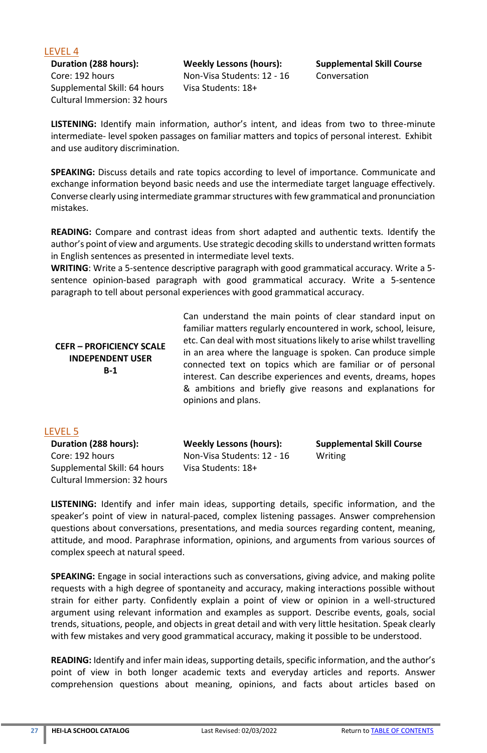## LEVEL 4

| Duration (288 hours): | Weekly Lessons (hours): | Supplemental Skill Course |
|---|---|---|
| Core: 192 hours | Non-Visa Students: 12 - 16 | Conversation |
| Supplemental Skill: 64 hours | Visa Students: 18+ | |
| Cultural Immersion: 32 hours | | |

**LISTENING:** Identify main information, author's intent, and ideas from two to three-minute intermediate- level spoken passages on familiar matters and topics of personal interest. Exhibit and use auditory discrimination.

**SPEAKING:** Discuss details and rate topics according to level of importance. Communicate and exchange information beyond basic needs and use the intermediate target language effectively. Converse clearly using intermediate grammar structures with few grammatical and pronunciation mistakes.

**READING:** Compare and contrast ideas from short adapted and authentic texts. Identify the author's point of view and arguments. Use strategic decoding skills to understand written formats in English sentences as presented in intermediate level texts.

**WRITING**: Write a 5-sentence descriptive paragraph with good grammatical accuracy. Write a 5-sentence opinion-based paragraph with good grammatical accuracy. Write a 5-sentence paragraph to tell about personal experiences with good grammatical accuracy.

| **CEFR – PROFICIENCY SCALE INDEPENDENT USER B-1** | Can understand the main points of clear standard input on familiar matters regularly encountered in work, school, leisure, etc. Can deal with most situations likely to arise whilst travelling in an area where the language is spoken. Can produce simple connected text on topics which are familiar or of personal interest. Can describe experiences and events, dreams, hopes & ambitions and briefly give reasons and explanations for opinions and plans. |
|---|---|

## LEVEL 5

| Duration (288 hours): | Weekly Lessons (hours): | Supplemental Skill Course |
|---|---|---|
| Core: 192 hours | Non-Visa Students: 12 - 16 | Writing |
| Supplemental Skill: 64 hours | Visa Students: 18+ | |
| Cultural Immersion: 32 hours | | |

**LISTENING:** Identify and infer main ideas, supporting details, specific information, and the speaker's point of view in natural-paced, complex listening passages. Answer comprehension questions about conversations, presentations, and media sources regarding content, meaning, attitude, and mood. Paraphrase information, opinions, and arguments from various sources of complex speech at natural speed.

**SPEAKING:** Engage in social interactions such as conversations, giving advice, and making polite requests with a high degree of spontaneity and accuracy, making interactions possible without strain for either party. Confidently explain a point of view or opinion in a well-structured argument using relevant information and examples as support. Describe events, goals, social trends, situations, people, and objects in great detail and with very little hesitation. Speak clearly with few mistakes and very good grammatical accuracy, making it possible to be understood.

**READING:** Identify and infer main ideas, supporting details, specific information, and the author's point of view in both longer academic texts and everyday articles and reports. Answer comprehension questions about meaning, opinions, and facts about articles based on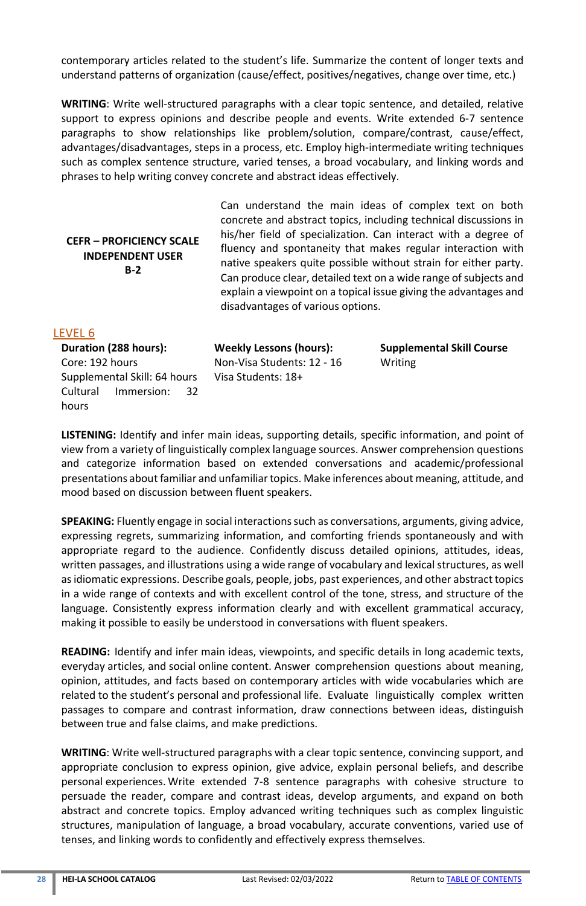contemporary articles related to the student's life. Summarize the content of longer texts and understand patterns of organization (cause/effect, positives/negatives, change over time, etc.)

**WRITING**: Write well-structured paragraphs with a clear topic sentence, and detailed, relative support to express opinions and describe people and events. Write extended 6-7 sentence paragraphs to show relationships like problem/solution, compare/contrast, cause/effect, advantages/disadvantages, steps in a process, etc. Employ high-intermediate writing techniques such as complex sentence structure, varied tenses, a broad vocabulary, and linking words and phrases to help writing convey concrete and abstract ideas effectively.

| **CEFR – PROFICIENCY SCALE INDEPENDENT USER B-2** | Can understand the main ideas of complex text on both concrete and abstract topics, including technical discussions in his/her field of specialization. Can interact with a degree of fluency and spontaneity that makes regular interaction with native speakers quite possible without strain for either party. Can produce clear, detailed text on a wide range of subjects and explain a viewpoint on a topical issue giving the advantages and disadvantages of various options. |
|---|---|

## LEVEL 6

| **Duration (288 hours):** | **Weekly Lessons (hours):** | **Supplemental Skill Course** |
|---|---|---|
| Core: 192 hours<br>Supplemental Skill: 64 hours<br>Cultural Immersion: 32 hours | Non-Visa Students: 12 - 16<br>Visa Students: 18+ | Writing |

**LISTENING:** Identify and infer main ideas, supporting details, specific information, and point of view from a variety of linguistically complex language sources. Answer comprehension questions and categorize information based on extended conversations and academic/professional presentations about familiar and unfamiliar topics. Make inferences about meaning, attitude, and mood based on discussion between fluent speakers.

**SPEAKING:** Fluently engage in social interactions such as conversations, arguments, giving advice, expressing regrets, summarizing information, and comforting friends spontaneously and with appropriate regard to the audience. Confidently discuss detailed opinions, attitudes, ideas, written passages, and illustrations using a wide range of vocabulary and lexical structures, as well as idiomatic expressions. Describe goals, people, jobs, past experiences, and other abstract topics in a wide range of contexts and with excellent control of the tone, stress, and structure of the language. Consistently express information clearly and with excellent grammatical accuracy, making it possible to easily be understood in conversations with fluent speakers.

**READING:** Identify and infer main ideas, viewpoints, and specific details in long academic texts, everyday articles, and social online content. Answer comprehension questions about meaning, opinion, attitudes, and facts based on contemporary articles with wide vocabularies which are related to the student's personal and professional life. Evaluate linguistically complex written passages to compare and contrast information, draw connections between ideas, distinguish between true and false claims, and make predictions.

**WRITING**: Write well-structured paragraphs with a clear topic sentence, convincing support, and appropriate conclusion to express opinion, give advice, explain personal beliefs, and describe personal experiences. Write extended 7-8 sentence paragraphs with cohesive structure to persuade the reader, compare and contrast ideas, develop arguments, and expand on both abstract and concrete topics. Employ advanced writing techniques such as complex linguistic structures, manipulation of language, a broad vocabulary, accurate conventions, varied use of tenses, and linking words to confidently and effectively express themselves.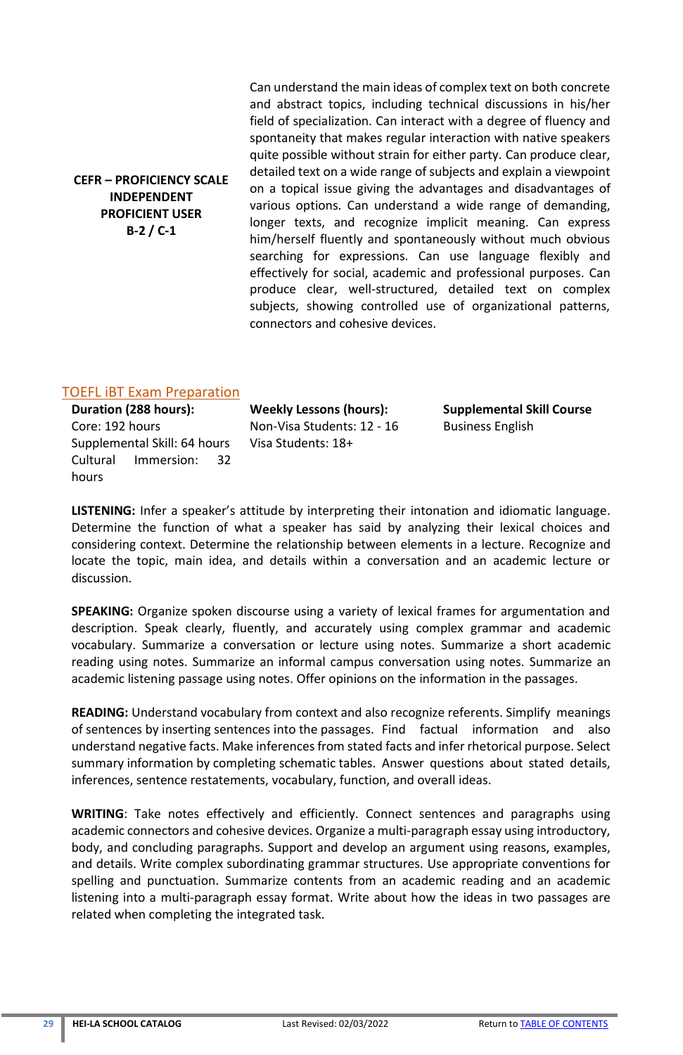| | |
|---|---|
| **CEFR – PROFICIENCY SCALE INDEPENDENT PROFICIENT USER B-2 / C-1** | Can understand the main ideas of complex text on both concrete and abstract topics, including technical discussions in his/her field of specialization. Can interact with a degree of fluency and spontaneity that makes regular interaction with native speakers quite possible without strain for either party. Can produce clear, detailed text on a wide range of subjects and explain a viewpoint on a topical issue giving the advantages and disadvantages of various options. Can understand a wide range of demanding, longer texts, and recognize implicit meaning. Can express him/herself fluently and spontaneously without much obvious searching for expressions. Can use language flexibly and effectively for social, academic and professional purposes. Can produce clear, well-structured, detailed text on complex subjects, showing controlled use of organizational patterns, connectors and cohesive devices. |

## TOEFL iBT Exam Preparation

| **Duration (288 hours):** | **Weekly Lessons (hours):** | **Supplemental Skill Course** |
|---|---|---|
| Core: 192 hours | Non-Visa Students: 12 - 16 | Business English |
| Supplemental Skill: 64 hours | Visa Students: 18+ | |
| Cultural Immersion: 32 hours | | |

**LISTENING:** Infer a speaker's attitude by interpreting their intonation and idiomatic language. Determine the function of what a speaker has said by analyzing their lexical choices and considering context. Determine the relationship between elements in a lecture. Recognize and locate the topic, main idea, and details within a conversation and an academic lecture or discussion.

**SPEAKING:** Organize spoken discourse using a variety of lexical frames for argumentation and description. Speak clearly, fluently, and accurately using complex grammar and academic vocabulary. Summarize a conversation or lecture using notes. Summarize a short academic reading using notes. Summarize an informal campus conversation using notes. Summarize an academic listening passage using notes. Offer opinions on the information in the passages.

**READING:** Understand vocabulary from context and also recognize referents. Simplify meanings of sentences by inserting sentences into the passages. Find factual information and also understand negative facts. Make inferences from stated facts and infer rhetorical purpose. Select summary information by completing schematic tables. Answer questions about stated details, inferences, sentence restatements, vocabulary, function, and overall ideas.

**WRITING**: Take notes effectively and efficiently. Connect sentences and paragraphs using academic connectors and cohesive devices. Organize a multi-paragraph essay using introductory, body, and concluding paragraphs. Support and develop an argument using reasons, examples, and details. Write complex subordinating grammar structures. Use appropriate conventions for spelling and punctuation. Summarize contents from an academic reading and an academic listening into a multi-paragraph essay format. Write about how the ideas in two passages are related when completing the integrated task.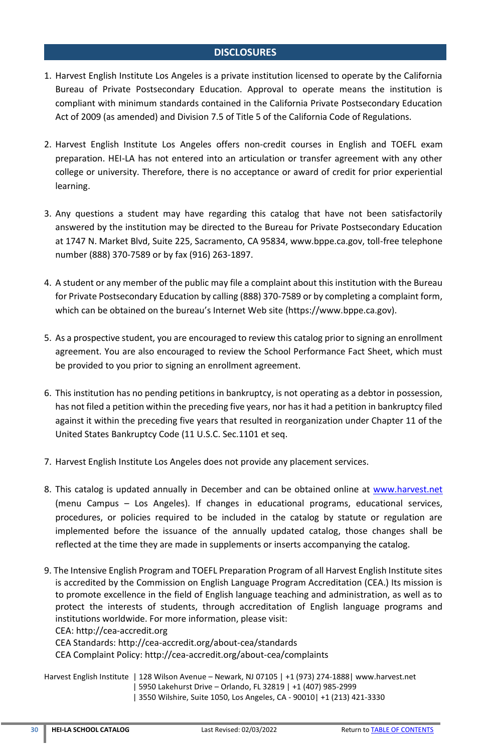## DISCLOSURES

1. Harvest English Institute Los Angeles is a private institution licensed to operate by the California Bureau of Private Postsecondary Education. Approval to operate means the institution is compliant with minimum standards contained in the California Private Postsecondary Education Act of 2009 (as amended) and Division 7.5 of Title 5 of the California Code of Regulations.

2. Harvest English Institute Los Angeles offers non-credit courses in English and TOEFL exam preparation. HEI-LA has not entered into an articulation or transfer agreement with any other college or university. Therefore, there is no acceptance or award of credit for prior experiential learning.

3. Any questions a student may have regarding this catalog that have not been satisfactorily answered by the institution may be directed to the Bureau for Private Postsecondary Education at 1747 N. Market Blvd, Suite 225, Sacramento, CA 95834, www.bppe.ca.gov, toll-free telephone number (888) 370-7589 or by fax (916) 263-1897.

4. A student or any member of the public may file a complaint about this institution with the Bureau for Private Postsecondary Education by calling (888) 370-7589 or by completing a complaint form, which can be obtained on the bureau's Internet Web site (https://www.bppe.ca.gov).

5. As a prospective student, you are encouraged to review this catalog prior to signing an enrollment agreement. You are also encouraged to review the School Performance Fact Sheet, which must be provided to you prior to signing an enrollment agreement.

6. This institution has no pending petitions in bankruptcy, is not operating as a debtor in possession, has not filed a petition within the preceding five years, nor has it had a petition in bankruptcy filed against it within the preceding five years that resulted in reorganization under Chapter 11 of the United States Bankruptcy Code (11 U.S.C. Sec.1101 et seq.

7. Harvest English Institute Los Angeles does not provide any placement services.

8. This catalog is updated annually in December and can be obtained online at www.harvest.net (menu Campus – Los Angeles). If changes in educational programs, educational services, procedures, or policies required to be included in the catalog by statute or regulation are implemented before the issuance of the annually updated catalog, those changes shall be reflected at the time they are made in supplements or inserts accompanying the catalog.

9. The Intensive English Program and TOEFL Preparation Program of all Harvest English Institute sites is accredited by the Commission on English Language Program Accreditation (CEA.) Its mission is to promote excellence in the field of English language teaching and administration, as well as to protect the interests of students, through accreditation of English language programs and institutions worldwide. For more information, please visit:
   CEA: http://cea-accredit.org
   CEA Standards: http://cea-accredit.org/about-cea/standards
   CEA Complaint Policy: http://cea-accredit.org/about-cea/complaints

Harvest English Institute | 128 Wilson Avenue – Newark, NJ 07105 | +1 (973) 274-1888| www.harvest.net
| 5950 Lakehurst Drive – Orlando, FL 32819 | +1 (407) 985-2999
| 3550 Wilshire, Suite 1050, Los Angeles, CA - 90010| +1 (213) 421-3330